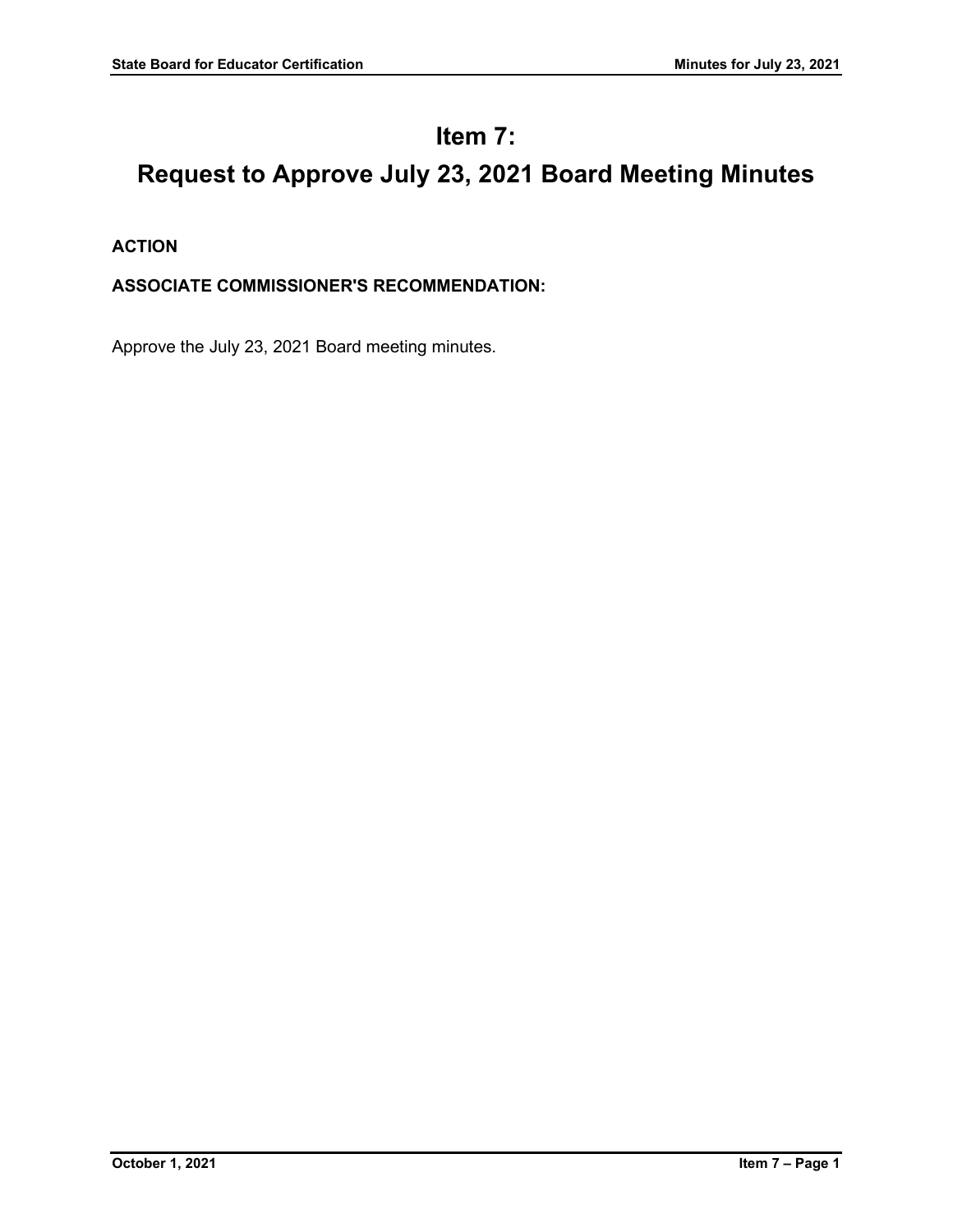# Item 7:

# Request to Approve July 23, 2021 Board Meeting Minutes

**ACTION**

**ASSOCIATE COMMISSIONER'S RECOMMENDATION:**

Approve the July 23, 2021 Board meeting minutes.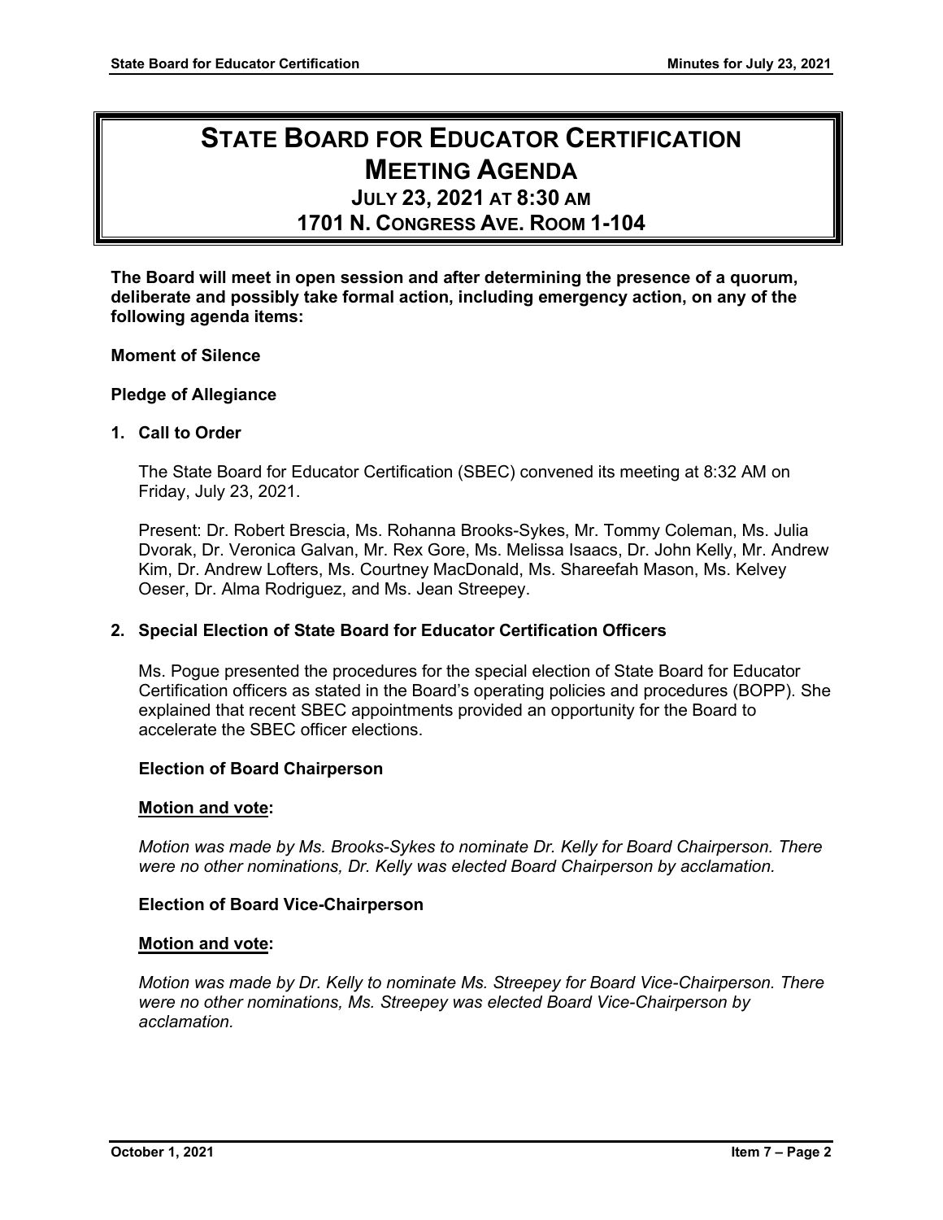# STATE BOARD FOR EDUCATOR CERTIFICATION MEETING AGENDA

## JULY 23, 2021 AT 8:30 AM

## 1701 N. CONGRESS AVE. ROOM 1-104

**The Board will meet in open session and after determining the presence of a quorum, deliberate and possibly take formal action, including emergency action, on any of the following agenda items:**

**Moment of Silence**

**Pledge of Allegiance**

**1. Call to Order**

The State Board for Educator Certification (SBEC) convened its meeting at 8:32 AM on Friday, July 23, 2021.

Present: Dr. Robert Brescia, Ms. Rohanna Brooks-Sykes, Mr. Tommy Coleman, Ms. Julia Dvorak, Dr. Veronica Galvan, Mr. Rex Gore, Ms. Melissa Isaacs, Dr. John Kelly, Mr. Andrew Kim, Dr. Andrew Lofters, Ms. Courtney MacDonald, Ms. Shareefah Mason, Ms. Kelvey Oeser, Dr. Alma Rodriguez, and Ms. Jean Streepey.

**2. Special Election of State Board for Educator Certification Officers**

Ms. Pogue presented the procedures for the special election of State Board for Educator Certification officers as stated in the Board's operating policies and procedures (BOPP). She explained that recent SBEC appointments provided an opportunity for the Board to accelerate the SBEC officer elections.

**Election of Board Chairperson**

**Motion and vote:**

*Motion was made by Ms. Brooks-Sykes to nominate Dr. Kelly for Board Chairperson. There were no other nominations, Dr. Kelly was elected Board Chairperson by acclamation.*

**Election of Board Vice-Chairperson**

**Motion and vote:**

*Motion was made by Dr. Kelly to nominate Ms. Streepey for Board Vice-Chairperson. There were no other nominations, Ms. Streepey was elected Board Vice-Chairperson by acclamation.*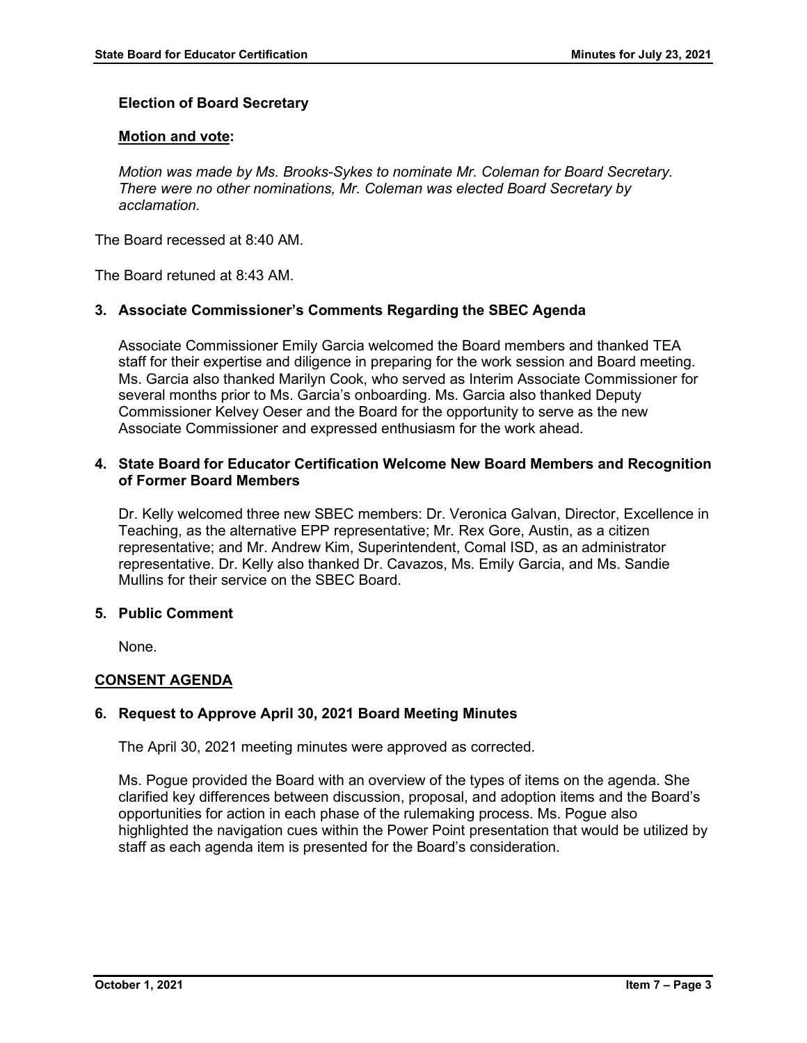**Election of Board Secretary**

**Motion and vote:**

*Motion was made by Ms. Brooks-Sykes to nominate Mr. Coleman for Board Secretary. There were no other nominations, Mr. Coleman was elected Board Secretary by acclamation.*

The Board recessed at 8:40 AM.

The Board retuned at 8:43 AM.

**3. Associate Commissioner's Comments Regarding the SBEC Agenda**

Associate Commissioner Emily Garcia welcomed the Board members and thanked TEA staff for their expertise and diligence in preparing for the work session and Board meeting. Ms. Garcia also thanked Marilyn Cook, who served as Interim Associate Commissioner for several months prior to Ms. Garcia's onboarding. Ms. Garcia also thanked Deputy Commissioner Kelvey Oeser and the Board for the opportunity to serve as the new Associate Commissioner and expressed enthusiasm for the work ahead.

**4. State Board for Educator Certification Welcome New Board Members and Recognition of Former Board Members**

Dr. Kelly welcomed three new SBEC members: Dr. Veronica Galvan, Director, Excellence in Teaching, as the alternative EPP representative; Mr. Rex Gore, Austin, as a citizen representative; and Mr. Andrew Kim, Superintendent, Comal ISD, as an administrator representative. Dr. Kelly also thanked Dr. Cavazos, Ms. Emily Garcia, and Ms. Sandie Mullins for their service on the SBEC Board.

**5. Public Comment**

None.

**CONSENT AGENDA**

**6. Request to Approve April 30, 2021 Board Meeting Minutes**

The April 30, 2021 meeting minutes were approved as corrected.

Ms. Pogue provided the Board with an overview of the types of items on the agenda. She clarified key differences between discussion, proposal, and adoption items and the Board's opportunities for action in each phase of the rulemaking process. Ms. Pogue also highlighted the navigation cues within the Power Point presentation that would be utilized by staff as each agenda item is presented for the Board's consideration.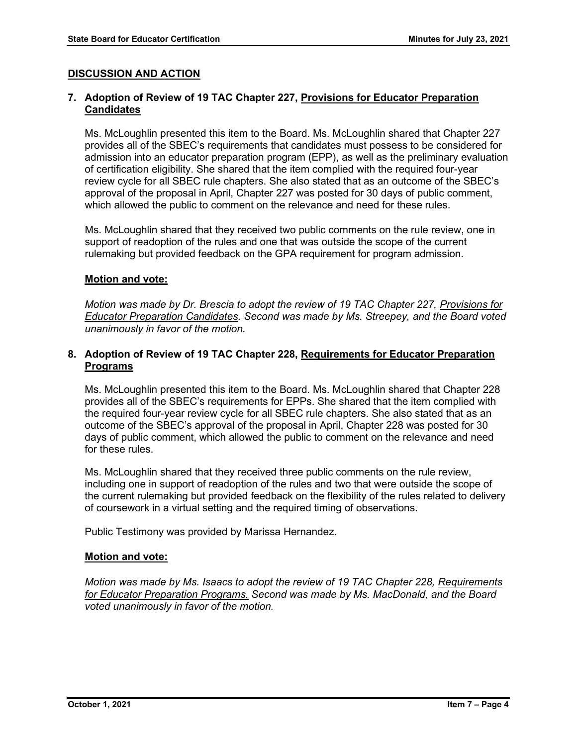## DISCUSSION AND ACTION

### 7. Adoption of Review of 19 TAC Chapter 227, Provisions for Educator Preparation Candidates

Ms. McLoughlin presented this item to the Board. Ms. McLoughlin shared that Chapter 227 provides all of the SBEC's requirements that candidates must possess to be considered for admission into an educator preparation program (EPP), as well as the preliminary evaluation of certification eligibility. She shared that the item complied with the required four-year review cycle for all SBEC rule chapters. She also stated that as an outcome of the SBEC's approval of the proposal in April, Chapter 227 was posted for 30 days of public comment, which allowed the public to comment on the relevance and need for these rules.

Ms. McLoughlin shared that they received two public comments on the rule review, one in support of readoption of the rules and one that was outside the scope of the current rulemaking but provided feedback on the GPA requirement for program admission.

**Motion and vote:**

*Motion was made by Dr. Brescia to adopt the review of 19 TAC Chapter 227, Provisions for Educator Preparation Candidates. Second was made by Ms. Streepey, and the Board voted unanimously in favor of the motion.*

### 8. Adoption of Review of 19 TAC Chapter 228, Requirements for Educator Preparation Programs

Ms. McLoughlin presented this item to the Board. Ms. McLoughlin shared that Chapter 228 provides all of the SBEC's requirements for EPPs. She shared that the item complied with the required four-year review cycle for all SBEC rule chapters. She also stated that as an outcome of the SBEC's approval of the proposal in April, Chapter 228 was posted for 30 days of public comment, which allowed the public to comment on the relevance and need for these rules.

Ms. McLoughlin shared that they received three public comments on the rule review, including one in support of readoption of the rules and two that were outside the scope of the current rulemaking but provided feedback on the flexibility of the rules related to delivery of coursework in a virtual setting and the required timing of observations.

Public Testimony was provided by Marissa Hernandez.

**Motion and vote:**

*Motion was made by Ms. Isaacs to adopt the review of 19 TAC Chapter 228, Requirements for Educator Preparation Programs. Second was made by Ms. MacDonald, and the Board voted unanimously in favor of the motion.*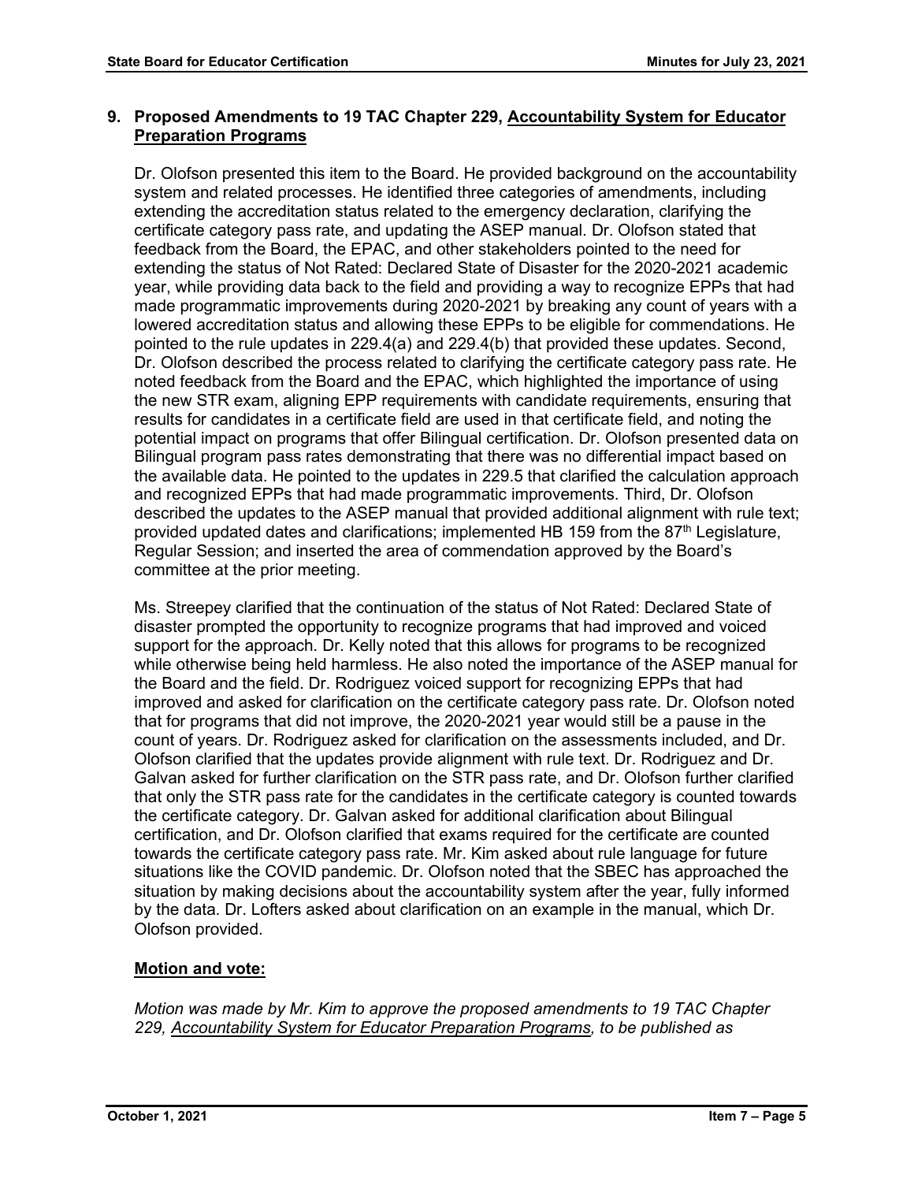### 9. Proposed Amendments to 19 TAC Chapter 229, Accountability System for Educator Preparation Programs

Dr. Olofson presented this item to the Board. He provided background on the accountability system and related processes. He identified three categories of amendments, including extending the accreditation status related to the emergency declaration, clarifying the certificate category pass rate, and updating the ASEP manual. Dr. Olofson stated that feedback from the Board, the EPAC, and other stakeholders pointed to the need for extending the status of Not Rated: Declared State of Disaster for the 2020-2021 academic year, while providing data back to the field and providing a way to recognize EPPs that had made programmatic improvements during 2020-2021 by breaking any count of years with a lowered accreditation status and allowing these EPPs to be eligible for commendations. He pointed to the rule updates in 229.4(a) and 229.4(b) that provided these updates. Second, Dr. Olofson described the process related to clarifying the certificate category pass rate. He noted feedback from the Board and the EPAC, which highlighted the importance of using the new STR exam, aligning EPP requirements with candidate requirements, ensuring that results for candidates in a certificate field are used in that certificate field, and noting the potential impact on programs that offer Bilingual certification. Dr. Olofson presented data on Bilingual program pass rates demonstrating that there was no differential impact based on the available data. He pointed to the updates in 229.5 that clarified the calculation approach and recognized EPPs that had made programmatic improvements. Third, Dr. Olofson described the updates to the ASEP manual that provided additional alignment with rule text; provided updated dates and clarifications; implemented HB 159 from the 87th Legislature, Regular Session; and inserted the area of commendation approved by the Board's committee at the prior meeting.

Ms. Streepey clarified that the continuation of the status of Not Rated: Declared State of disaster prompted the opportunity to recognize programs that had improved and voiced support for the approach. Dr. Kelly noted that this allows for programs to be recognized while otherwise being held harmless. He also noted the importance of the ASEP manual for the Board and the field. Dr. Rodriguez voiced support for recognizing EPPs that had improved and asked for clarification on the certificate category pass rate. Dr. Olofson noted that for programs that did not improve, the 2020-2021 year would still be a pause in the count of years. Dr. Rodriguez asked for clarification on the assessments included, and Dr. Olofson clarified that the updates provide alignment with rule text. Dr. Rodriguez and Dr. Galvan asked for further clarification on the STR pass rate, and Dr. Olofson further clarified that only the STR pass rate for the candidates in the certificate category is counted towards the certificate category. Dr. Galvan asked for additional clarification about Bilingual certification, and Dr. Olofson clarified that exams required for the certificate are counted towards the certificate category pass rate. Mr. Kim asked about rule language for future situations like the COVID pandemic. Dr. Olofson noted that the SBEC has approached the situation by making decisions about the accountability system after the year, fully informed by the data. Dr. Lofters asked about clarification on an example in the manual, which Dr. Olofson provided.

**Motion and vote:**

*Motion was made by Mr. Kim to approve the proposed amendments to 19 TAC Chapter 229, Accountability System for Educator Preparation Programs, to be published as*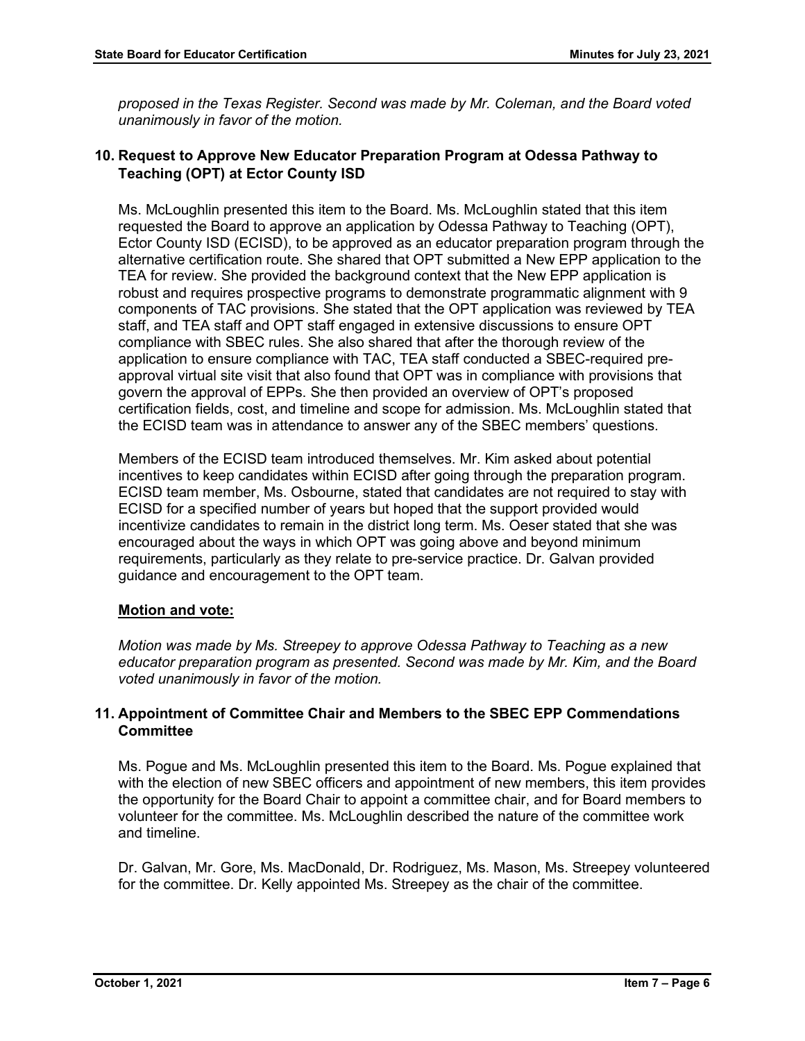*proposed in the Texas Register. Second was made by Mr. Coleman, and the Board voted unanimously in favor of the motion.*

### 10. Request to Approve New Educator Preparation Program at Odessa Pathway to Teaching (OPT) at Ector County ISD

Ms. McLoughlin presented this item to the Board. Ms. McLoughlin stated that this item requested the Board to approve an application by Odessa Pathway to Teaching (OPT), Ector County ISD (ECISD), to be approved as an educator preparation program through the alternative certification route. She shared that OPT submitted a New EPP application to the TEA for review. She provided the background context that the New EPP application is robust and requires prospective programs to demonstrate programmatic alignment with 9 components of TAC provisions. She stated that the OPT application was reviewed by TEA staff, and TEA staff and OPT staff engaged in extensive discussions to ensure OPT compliance with SBEC rules. She also shared that after the thorough review of the application to ensure compliance with TAC, TEA staff conducted a SBEC-required pre-approval virtual site visit that also found that OPT was in compliance with provisions that govern the approval of EPPs. She then provided an overview of OPT's proposed certification fields, cost, and timeline and scope for admission. Ms. McLoughlin stated that the ECISD team was in attendance to answer any of the SBEC members' questions.

Members of the ECISD team introduced themselves. Mr. Kim asked about potential incentives to keep candidates within ECISD after going through the preparation program. ECISD team member, Ms. Osbourne, stated that candidates are not required to stay with ECISD for a specified number of years but hoped that the support provided would incentivize candidates to remain in the district long term. Ms. Oeser stated that she was encouraged about the ways in which OPT was going above and beyond minimum requirements, particularly as they relate to pre-service practice. Dr. Galvan provided guidance and encouragement to the OPT team.

**Motion and vote:**

*Motion was made by Ms. Streepey to approve Odessa Pathway to Teaching as a new educator preparation program as presented. Second was made by Mr. Kim, and the Board voted unanimously in favor of the motion.*

### 11. Appointment of Committee Chair and Members to the SBEC EPP Commendations Committee

Ms. Pogue and Ms. McLoughlin presented this item to the Board. Ms. Pogue explained that with the election of new SBEC officers and appointment of new members, this item provides the opportunity for the Board Chair to appoint a committee chair, and for Board members to volunteer for the committee. Ms. McLoughlin described the nature of the committee work and timeline.

Dr. Galvan, Mr. Gore, Ms. MacDonald, Dr. Rodriguez, Ms. Mason, Ms. Streepey volunteered for the committee. Dr. Kelly appointed Ms. Streepey as the chair of the committee.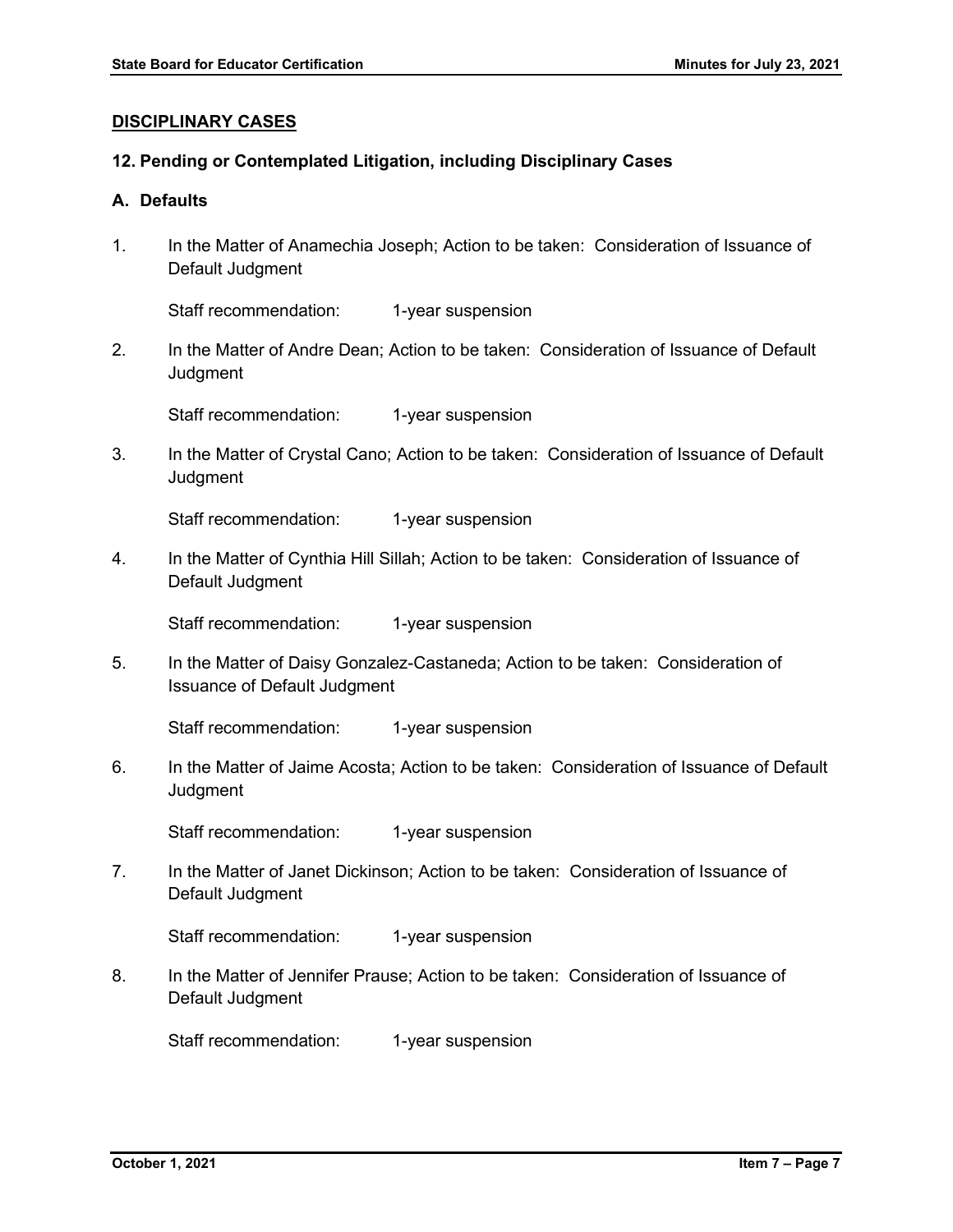## DISCIPLINARY CASES

### 12. Pending or Contemplated Litigation, including Disciplinary Cases

### A. Defaults

1. In the Matter of Anamechia Joseph; Action to be taken: Consideration of Issuance of Default Judgment

   Staff recommendation: 1-year suspension

2. In the Matter of Andre Dean; Action to be taken: Consideration of Issuance of Default Judgment

   Staff recommendation: 1-year suspension

3. In the Matter of Crystal Cano; Action to be taken: Consideration of Issuance of Default Judgment

   Staff recommendation: 1-year suspension

4. In the Matter of Cynthia Hill Sillah; Action to be taken: Consideration of Issuance of Default Judgment

   Staff recommendation: 1-year suspension

5. In the Matter of Daisy Gonzalez-Castaneda; Action to be taken: Consideration of Issuance of Default Judgment

   Staff recommendation: 1-year suspension

6. In the Matter of Jaime Acosta; Action to be taken: Consideration of Issuance of Default Judgment

   Staff recommendation: 1-year suspension

7. In the Matter of Janet Dickinson; Action to be taken: Consideration of Issuance of Default Judgment

   Staff recommendation: 1-year suspension

8. In the Matter of Jennifer Prause; Action to be taken: Consideration of Issuance of Default Judgment

   Staff recommendation: 1-year suspension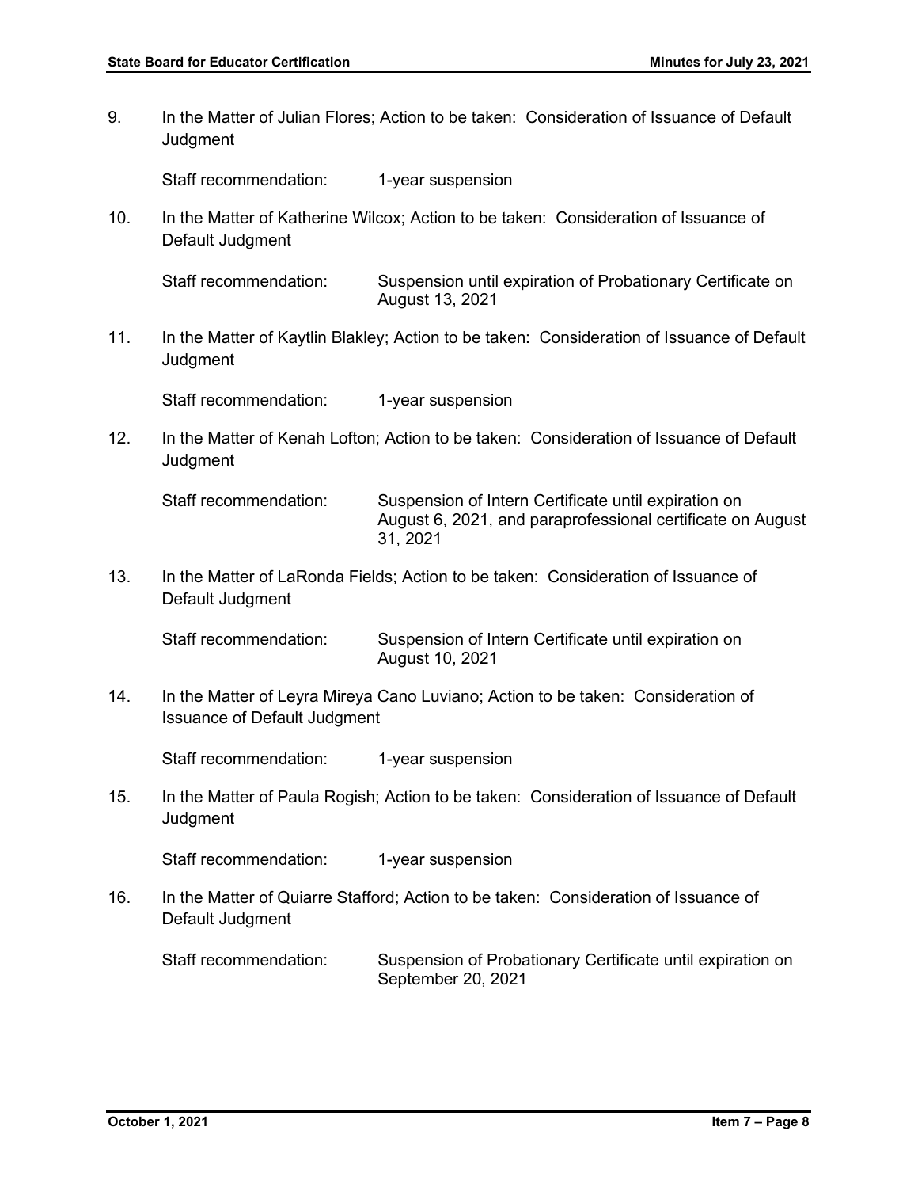9. In the Matter of Julian Flores; Action to be taken: Consideration of Issuance of Default Judgment

   Staff recommendation: 1-year suspension

10. In the Matter of Katherine Wilcox; Action to be taken: Consideration of Issuance of Default Judgment

    Staff recommendation: Suspension until expiration of Probationary Certificate on August 13, 2021

11. In the Matter of Kaytlin Blakley; Action to be taken: Consideration of Issuance of Default Judgment

    Staff recommendation: 1-year suspension

12. In the Matter of Kenah Lofton; Action to be taken: Consideration of Issuance of Default Judgment

    Staff recommendation: Suspension of Intern Certificate until expiration on August 6, 2021, and paraprofessional certificate on August 31, 2021

13. In the Matter of LaRonda Fields; Action to be taken: Consideration of Issuance of Default Judgment

    Staff recommendation: Suspension of Intern Certificate until expiration on August 10, 2021

14. In the Matter of Leyra Mireya Cano Luviano; Action to be taken: Consideration of Issuance of Default Judgment

    Staff recommendation: 1-year suspension

15. In the Matter of Paula Rogish; Action to be taken: Consideration of Issuance of Default Judgment

    Staff recommendation: 1-year suspension

16. In the Matter of Quiarre Stafford; Action to be taken: Consideration of Issuance of Default Judgment

    Staff recommendation: Suspension of Probationary Certificate until expiration on September 20, 2021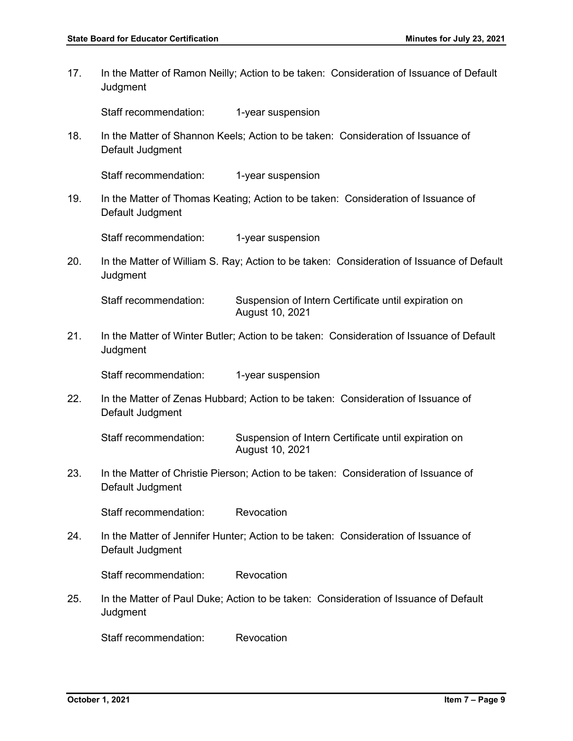17. In the Matter of Ramon Neilly; Action to be taken: Consideration of Issuance of Default Judgment

    Staff recommendation: 1-year suspension

18. In the Matter of Shannon Keels; Action to be taken: Consideration of Issuance of Default Judgment

    Staff recommendation: 1-year suspension

19. In the Matter of Thomas Keating; Action to be taken: Consideration of Issuance of Default Judgment

    Staff recommendation: 1-year suspension

20. In the Matter of William S. Ray; Action to be taken: Consideration of Issuance of Default Judgment

    Staff recommendation: Suspension of Intern Certificate until expiration on August 10, 2021

21. In the Matter of Winter Butler; Action to be taken: Consideration of Issuance of Default Judgment

    Staff recommendation: 1-year suspension

22. In the Matter of Zenas Hubbard; Action to be taken: Consideration of Issuance of Default Judgment

    Staff recommendation: Suspension of Intern Certificate until expiration on August 10, 2021

23. In the Matter of Christie Pierson; Action to be taken: Consideration of Issuance of Default Judgment

    Staff recommendation: Revocation

24. In the Matter of Jennifer Hunter; Action to be taken: Consideration of Issuance of Default Judgment

    Staff recommendation: Revocation

25. In the Matter of Paul Duke; Action to be taken: Consideration of Issuance of Default Judgment

    Staff recommendation: Revocation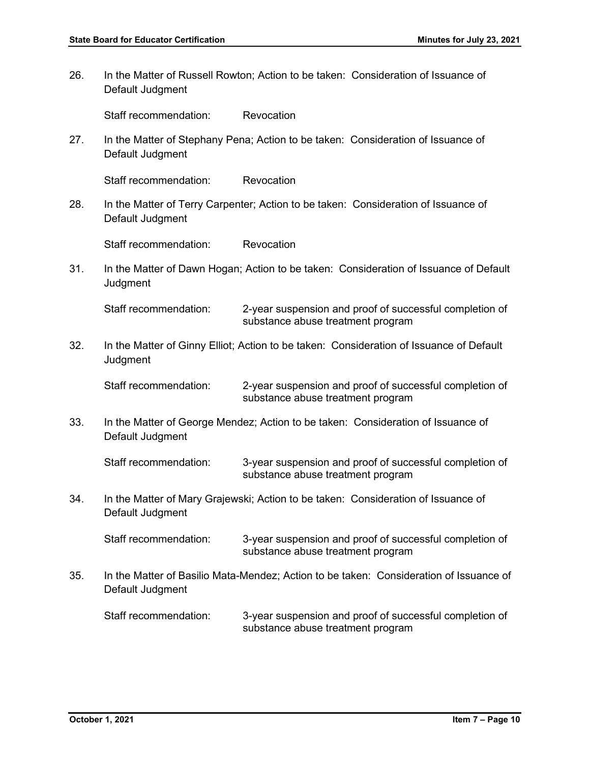26. In the Matter of Russell Rowton; Action to be taken: Consideration of Issuance of Default Judgment

    Staff recommendation: Revocation

27. In the Matter of Stephany Pena; Action to be taken: Consideration of Issuance of Default Judgment

    Staff recommendation: Revocation

28. In the Matter of Terry Carpenter; Action to be taken: Consideration of Issuance of Default Judgment

    Staff recommendation: Revocation

31. In the Matter of Dawn Hogan; Action to be taken: Consideration of Issuance of Default Judgment

    Staff recommendation: 2-year suspension and proof of successful completion of substance abuse treatment program

32. In the Matter of Ginny Elliot; Action to be taken: Consideration of Issuance of Default Judgment

    Staff recommendation: 2-year suspension and proof of successful completion of substance abuse treatment program

33. In the Matter of George Mendez; Action to be taken: Consideration of Issuance of Default Judgment

    Staff recommendation: 3-year suspension and proof of successful completion of substance abuse treatment program

34. In the Matter of Mary Grajewski; Action to be taken: Consideration of Issuance of Default Judgment

    Staff recommendation: 3-year suspension and proof of successful completion of substance abuse treatment program

35. In the Matter of Basilio Mata-Mendez; Action to be taken: Consideration of Issuance of Default Judgment

    Staff recommendation: 3-year suspension and proof of successful completion of substance abuse treatment program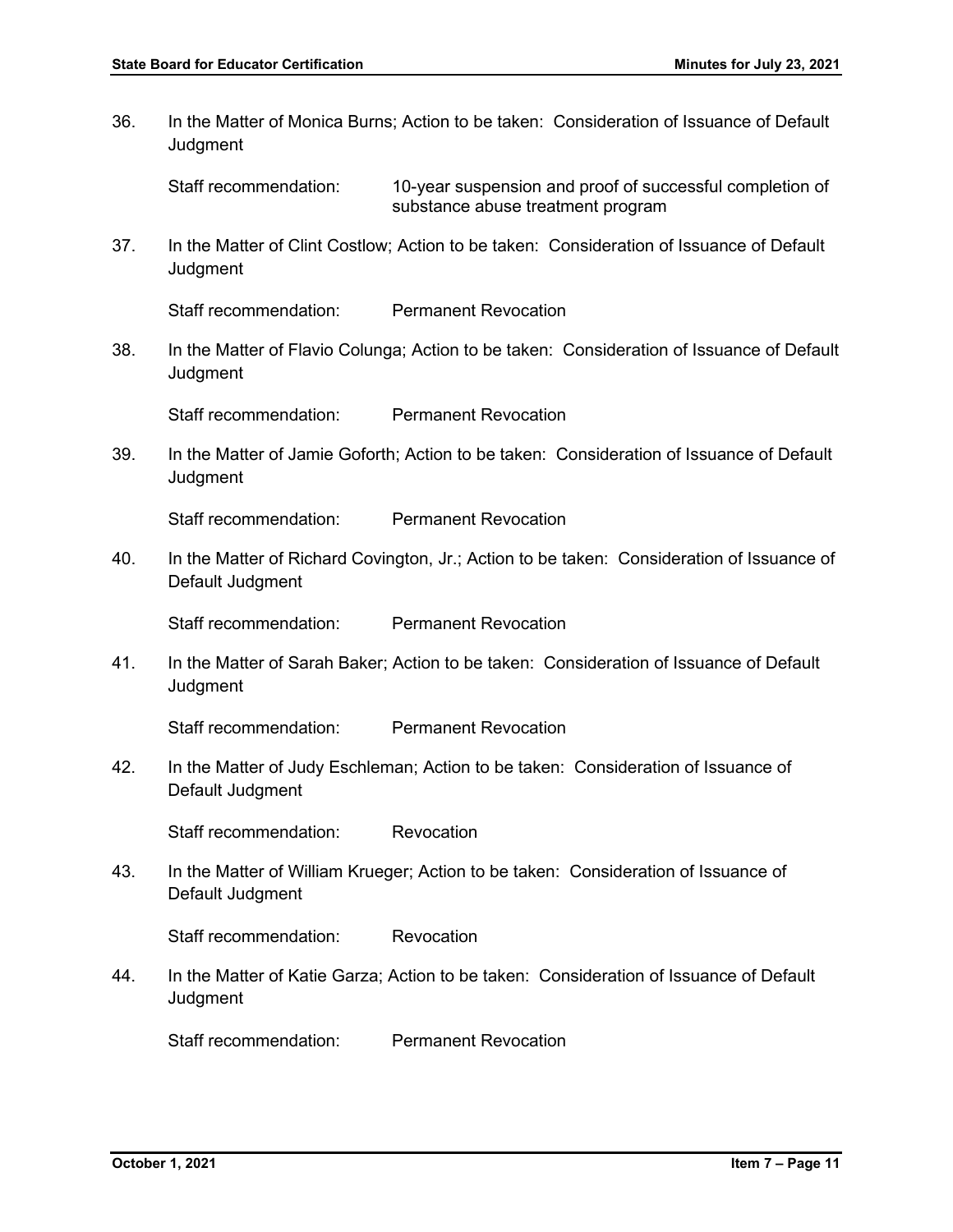36. In the Matter of Monica Burns; Action to be taken: Consideration of Issuance of Default Judgment

    Staff recommendation: 10-year suspension and proof of successful completion of substance abuse treatment program

37. In the Matter of Clint Costlow; Action to be taken: Consideration of Issuance of Default Judgment

    Staff recommendation: Permanent Revocation

38. In the Matter of Flavio Colunga; Action to be taken: Consideration of Issuance of Default Judgment

    Staff recommendation: Permanent Revocation

39. In the Matter of Jamie Goforth; Action to be taken: Consideration of Issuance of Default Judgment

    Staff recommendation: Permanent Revocation

40. In the Matter of Richard Covington, Jr.; Action to be taken: Consideration of Issuance of Default Judgment

    Staff recommendation: Permanent Revocation

41. In the Matter of Sarah Baker; Action to be taken: Consideration of Issuance of Default Judgment

    Staff recommendation: Permanent Revocation

42. In the Matter of Judy Eschleman; Action to be taken: Consideration of Issuance of Default Judgment

    Staff recommendation: Revocation

43. In the Matter of William Krueger; Action to be taken: Consideration of Issuance of Default Judgment

    Staff recommendation: Revocation

44. In the Matter of Katie Garza; Action to be taken: Consideration of Issuance of Default Judgment

    Staff recommendation: Permanent Revocation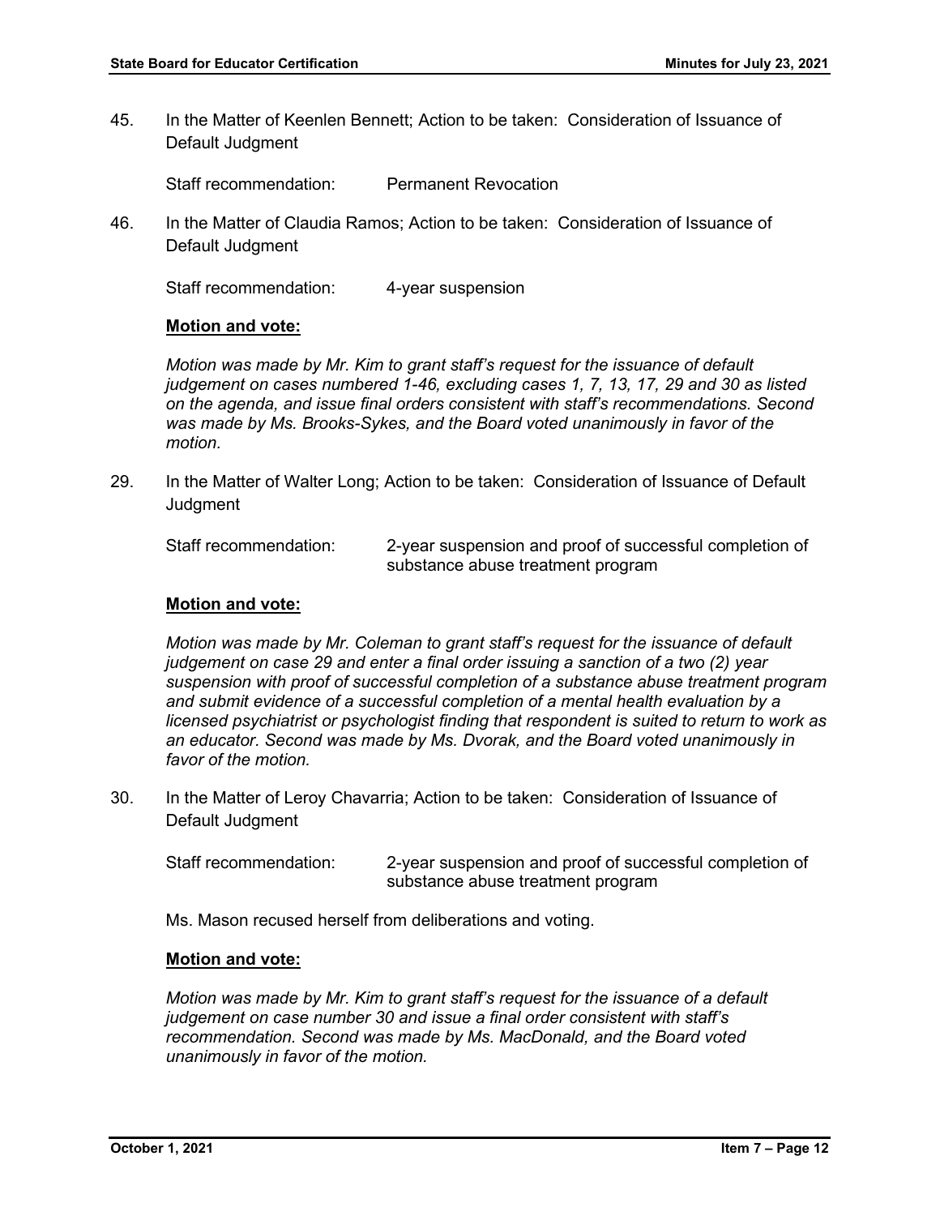45. In the Matter of Keenlen Bennett; Action to be taken: Consideration of Issuance of Default Judgment

    Staff recommendation: Permanent Revocation

46. In the Matter of Claudia Ramos; Action to be taken: Consideration of Issuance of Default Judgment

    Staff recommendation: 4-year suspension

    **Motion and vote:**

    *Motion was made by Mr. Kim to grant staff's request for the issuance of default judgement on cases numbered 1-46, excluding cases 1, 7, 13, 17, 29 and 30 as listed on the agenda, and issue final orders consistent with staff's recommendations. Second was made by Ms. Brooks-Sykes, and the Board voted unanimously in favor of the motion.*

29. In the Matter of Walter Long; Action to be taken: Consideration of Issuance of Default Judgment

    Staff recommendation: 2-year suspension and proof of successful completion of substance abuse treatment program

    **Motion and vote:**

    *Motion was made by Mr. Coleman to grant staff's request for the issuance of default judgement on case 29 and enter a final order issuing a sanction of a two (2) year suspension with proof of successful completion of a substance abuse treatment program and submit evidence of a successful completion of a mental health evaluation by a licensed psychiatrist or psychologist finding that respondent is suited to return to work as an educator. Second was made by Ms. Dvorak, and the Board voted unanimously in favor of the motion.*

30. In the Matter of Leroy Chavarria; Action to be taken: Consideration of Issuance of Default Judgment

    Staff recommendation: 2-year suspension and proof of successful completion of substance abuse treatment program

    Ms. Mason recused herself from deliberations and voting.

    **Motion and vote:**

    *Motion was made by Mr. Kim to grant staff's request for the issuance of a default judgement on case number 30 and issue a final order consistent with staff's recommendation. Second was made by Ms. MacDonald, and the Board voted unanimously in favor of the motion.*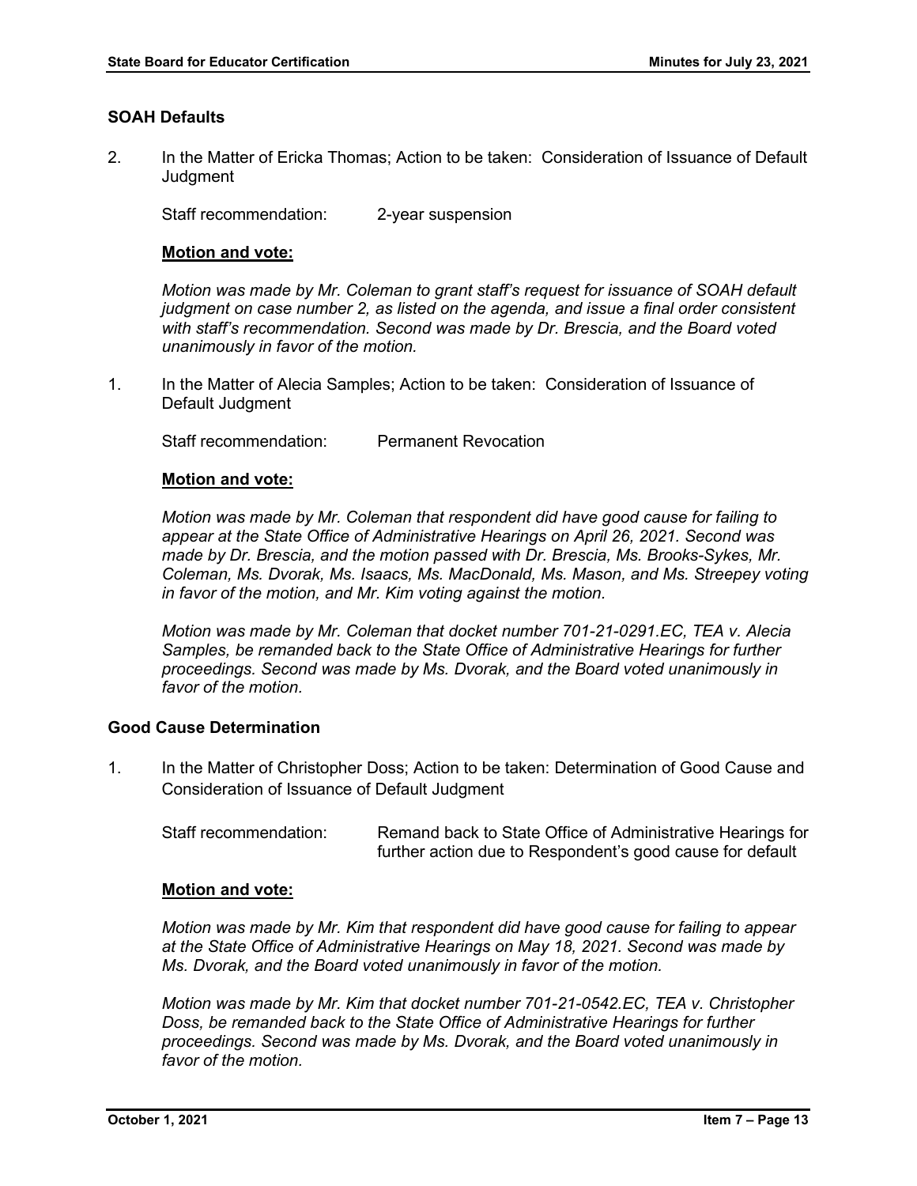### SOAH Defaults

2. In the Matter of Ericka Thomas; Action to be taken: Consideration of Issuance of Default Judgment

   Staff recommendation: 2-year suspension

   **Motion and vote:**

   *Motion was made by Mr. Coleman to grant staff's request for issuance of SOAH default judgment on case number 2, as listed on the agenda, and issue a final order consistent with staff's recommendation. Second was made by Dr. Brescia, and the Board voted unanimously in favor of the motion.*

1. In the Matter of Alecia Samples; Action to be taken: Consideration of Issuance of Default Judgment

   Staff recommendation: Permanent Revocation

   **Motion and vote:**

   *Motion was made by Mr. Coleman that respondent did have good cause for failing to appear at the State Office of Administrative Hearings on April 26, 2021. Second was made by Dr. Brescia, and the motion passed with Dr. Brescia, Ms. Brooks-Sykes, Mr. Coleman, Ms. Dvorak, Ms. Isaacs, Ms. MacDonald, Ms. Mason, and Ms. Streepey voting in favor of the motion, and Mr. Kim voting against the motion.*

   *Motion was made by Mr. Coleman that docket number 701-21-0291.EC, TEA v. Alecia Samples, be remanded back to the State Office of Administrative Hearings for further proceedings. Second was made by Ms. Dvorak, and the Board voted unanimously in favor of the motion.*

### Good Cause Determination

1. In the Matter of Christopher Doss; Action to be taken: Determination of Good Cause and Consideration of Issuance of Default Judgment

   Staff recommendation: Remand back to State Office of Administrative Hearings for further action due to Respondent's good cause for default

   **Motion and vote:**

   *Motion was made by Mr. Kim that respondent did have good cause for failing to appear at the State Office of Administrative Hearings on May 18, 2021. Second was made by Ms. Dvorak, and the Board voted unanimously in favor of the motion.*

   *Motion was made by Mr. Kim that docket number 701-21-0542.EC, TEA v. Christopher Doss, be remanded back to the State Office of Administrative Hearings for further proceedings. Second was made by Ms. Dvorak, and the Board voted unanimously in favor of the motion.*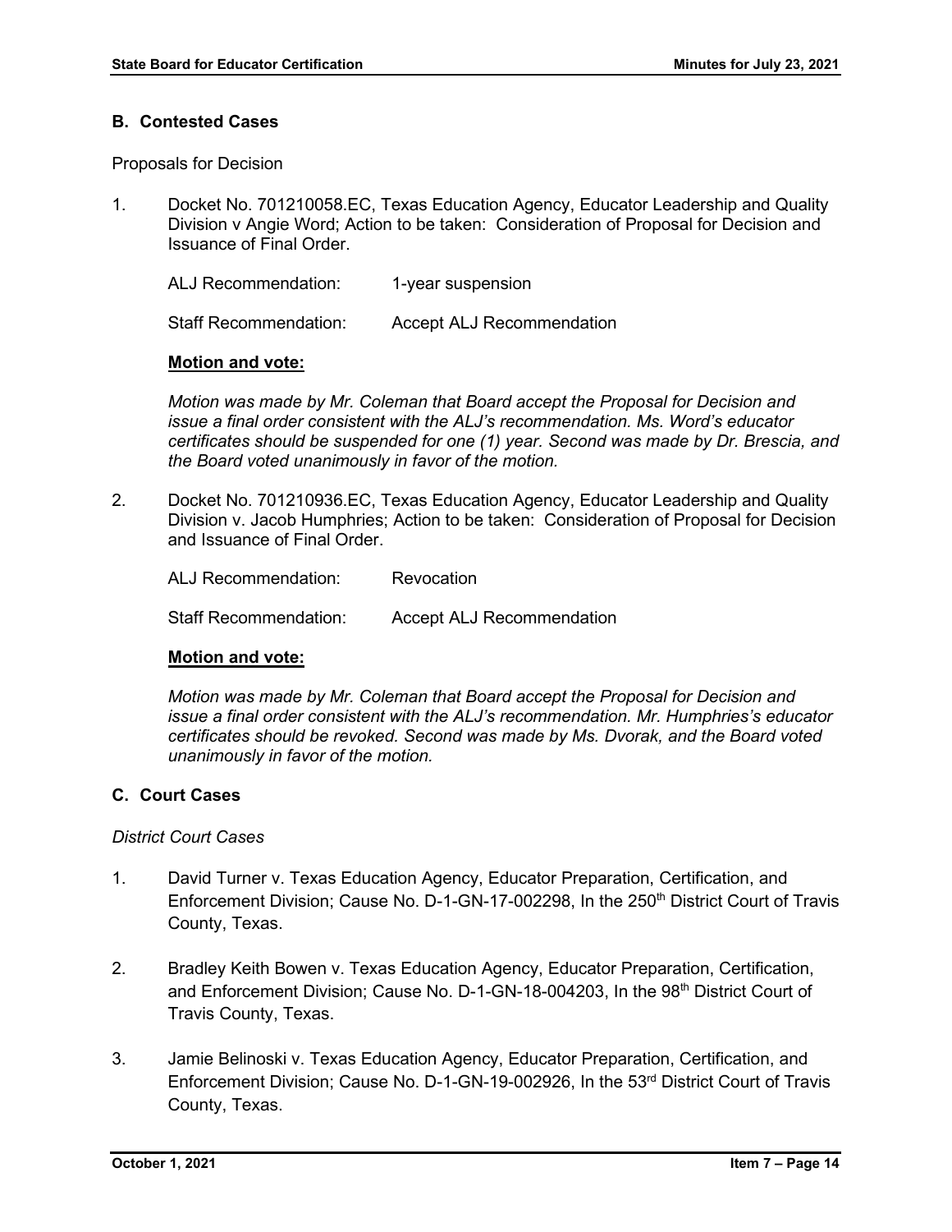### B. Contested Cases

Proposals for Decision

1. Docket No. 701210058.EC, Texas Education Agency, Educator Leadership and Quality Division v Angie Word; Action to be taken: Consideration of Proposal for Decision and Issuance of Final Order.

   ALJ Recommendation: 1-year suspension

   Staff Recommendation: Accept ALJ Recommendation

   **Motion and vote:**

   *Motion was made by Mr. Coleman that Board accept the Proposal for Decision and issue a final order consistent with the ALJ's recommendation. Ms. Word's educator certificates should be suspended for one (1) year. Second was made by Dr. Brescia, and the Board voted unanimously in favor of the motion.*

2. Docket No. 701210936.EC, Texas Education Agency, Educator Leadership and Quality Division v. Jacob Humphries; Action to be taken: Consideration of Proposal for Decision and Issuance of Final Order.

   ALJ Recommendation: Revocation

   Staff Recommendation: Accept ALJ Recommendation

   **Motion and vote:**

   *Motion was made by Mr. Coleman that Board accept the Proposal for Decision and issue a final order consistent with the ALJ's recommendation. Mr. Humphries's educator certificates should be revoked. Second was made by Ms. Dvorak, and the Board voted unanimously in favor of the motion.*

### C. Court Cases

*District Court Cases*

1. David Turner v. Texas Education Agency, Educator Preparation, Certification, and Enforcement Division; Cause No. D-1-GN-17-002298, In the 250th District Court of Travis County, Texas.

2. Bradley Keith Bowen v. Texas Education Agency, Educator Preparation, Certification, and Enforcement Division; Cause No. D-1-GN-18-004203, In the 98th District Court of Travis County, Texas.

3. Jamie Belinoski v. Texas Education Agency, Educator Preparation, Certification, and Enforcement Division; Cause No. D-1-GN-19-002926, In the 53rd District Court of Travis County, Texas.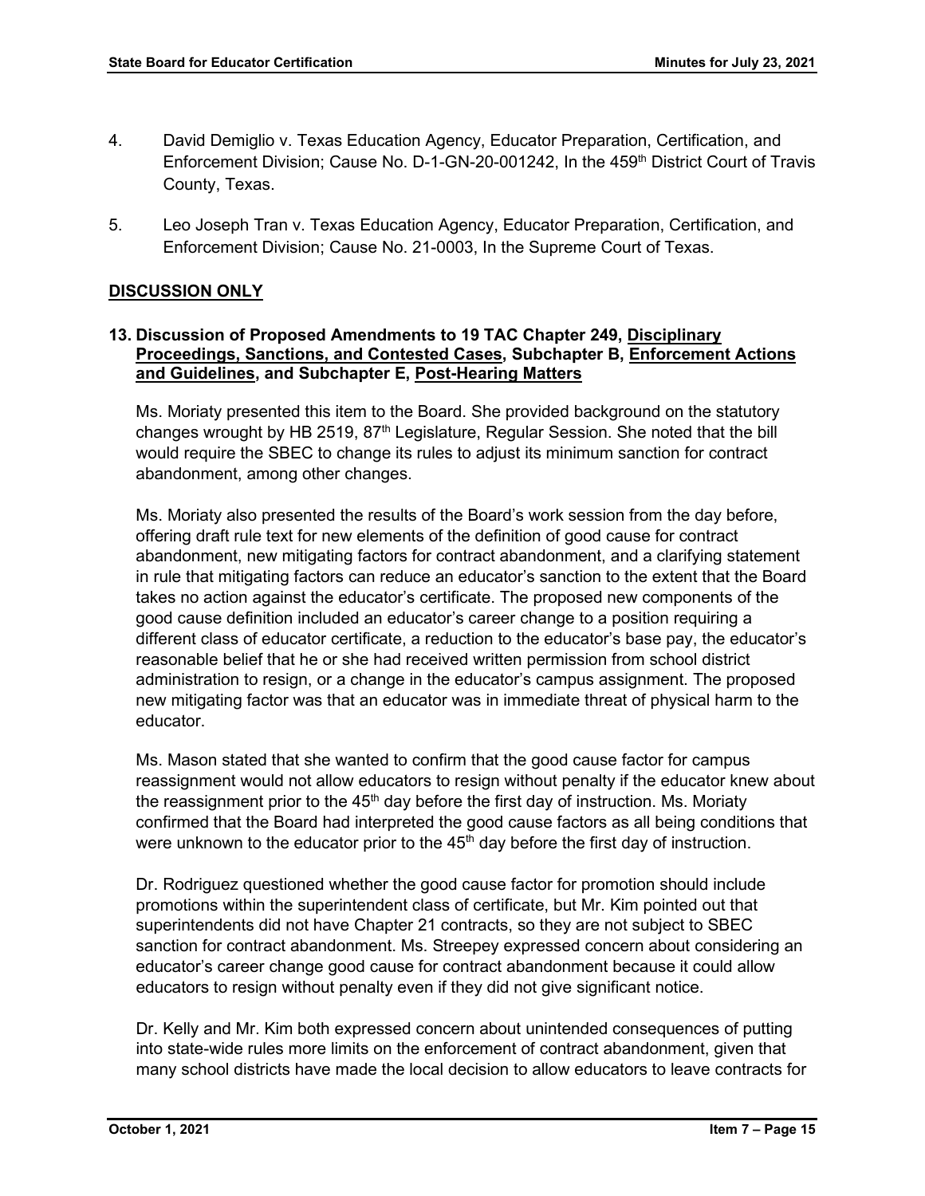4. David Demiglio v. Texas Education Agency, Educator Preparation, Certification, and Enforcement Division; Cause No. D-1-GN-20-001242, In the 459th District Court of Travis County, Texas.

5. Leo Joseph Tran v. Texas Education Agency, Educator Preparation, Certification, and Enforcement Division; Cause No. 21-0003, In the Supreme Court of Texas.

## DISCUSSION ONLY

### 13. Discussion of Proposed Amendments to 19 TAC Chapter 249, Disciplinary Proceedings, Sanctions, and Contested Cases, Subchapter B, Enforcement Actions and Guidelines, and Subchapter E, Post-Hearing Matters

Ms. Moriaty presented this item to the Board. She provided background on the statutory changes wrought by HB 2519, 87th Legislature, Regular Session. She noted that the bill would require the SBEC to change its rules to adjust its minimum sanction for contract abandonment, among other changes.

Ms. Moriaty also presented the results of the Board's work session from the day before, offering draft rule text for new elements of the definition of good cause for contract abandonment, new mitigating factors for contract abandonment, and a clarifying statement in rule that mitigating factors can reduce an educator's sanction to the extent that the Board takes no action against the educator's certificate. The proposed new components of the good cause definition included an educator's career change to a position requiring a different class of educator certificate, a reduction to the educator's base pay, the educator's reasonable belief that he or she had received written permission from school district administration to resign, or a change in the educator's campus assignment. The proposed new mitigating factor was that an educator was in immediate threat of physical harm to the educator.

Ms. Mason stated that she wanted to confirm that the good cause factor for campus reassignment would not allow educators to resign without penalty if the educator knew about the reassignment prior to the 45th day before the first day of instruction. Ms. Moriaty confirmed that the Board had interpreted the good cause factors as all being conditions that were unknown to the educator prior to the 45th day before the first day of instruction.

Dr. Rodriguez questioned whether the good cause factor for promotion should include promotions within the superintendent class of certificate, but Mr. Kim pointed out that superintendents did not have Chapter 21 contracts, so they are not subject to SBEC sanction for contract abandonment. Ms. Streepey expressed concern about considering an educator's career change good cause for contract abandonment because it could allow educators to resign without penalty even if they did not give significant notice.

Dr. Kelly and Mr. Kim both expressed concern about unintended consequences of putting into state-wide rules more limits on the enforcement of contract abandonment, given that many school districts have made the local decision to allow educators to leave contracts for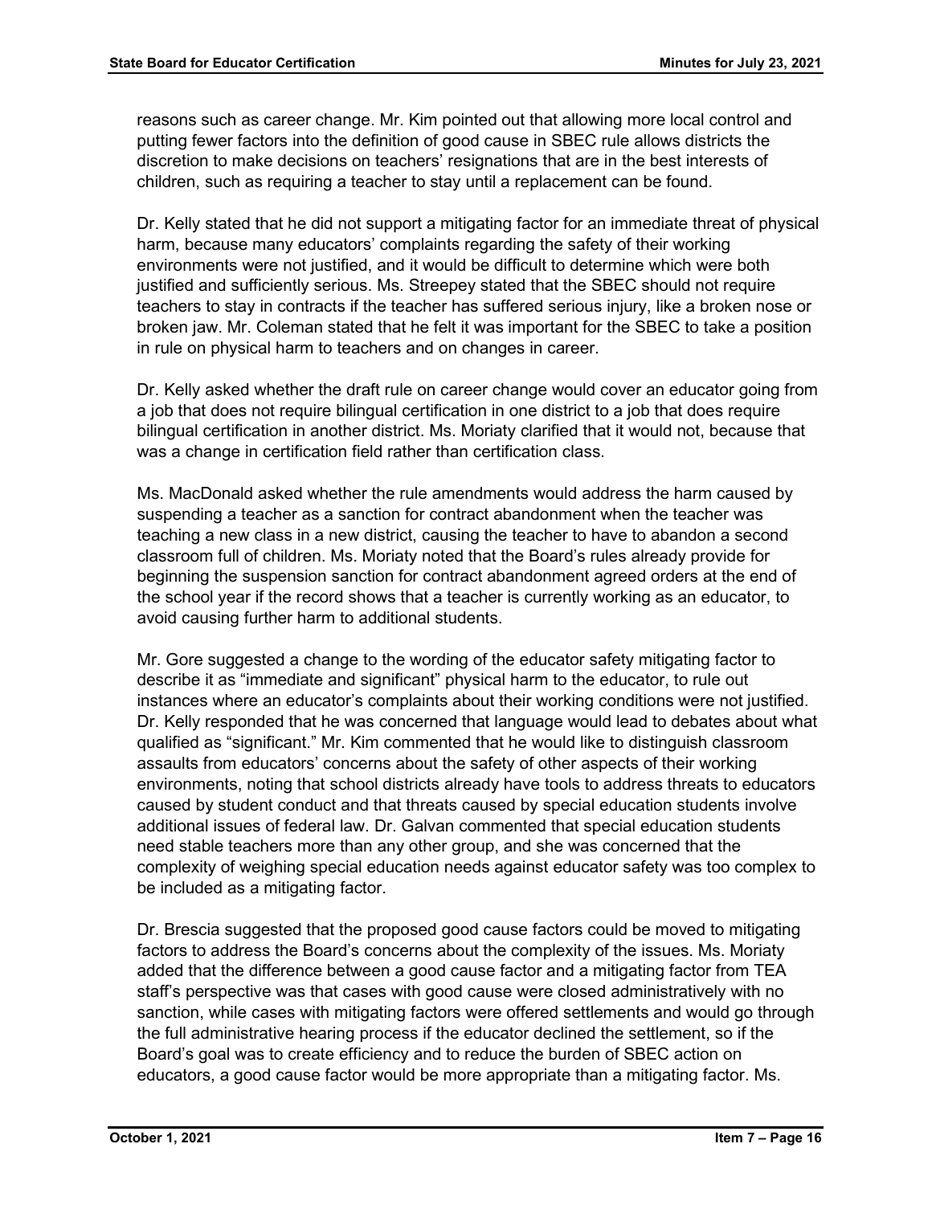reasons such as career change. Mr. Kim pointed out that allowing more local control and putting fewer factors into the definition of good cause in SBEC rule allows districts the discretion to make decisions on teachers' resignations that are in the best interests of children, such as requiring a teacher to stay until a replacement can be found.

Dr. Kelly stated that he did not support a mitigating factor for an immediate threat of physical harm, because many educators' complaints regarding the safety of their working environments were not justified, and it would be difficult to determine which were both justified and sufficiently serious. Ms. Streepey stated that the SBEC should not require teachers to stay in contracts if the teacher has suffered serious injury, like a broken nose or broken jaw. Mr. Coleman stated that he felt it was important for the SBEC to take a position in rule on physical harm to teachers and on changes in career.

Dr. Kelly asked whether the draft rule on career change would cover an educator going from a job that does not require bilingual certification in one district to a job that does require bilingual certification in another district. Ms. Moriaty clarified that it would not, because that was a change in certification field rather than certification class.

Ms. MacDonald asked whether the rule amendments would address the harm caused by suspending a teacher as a sanction for contract abandonment when the teacher was teaching a new class in a new district, causing the teacher to have to abandon a second classroom full of children. Ms. Moriaty noted that the Board's rules already provide for beginning the suspension sanction for contract abandonment agreed orders at the end of the school year if the record shows that a teacher is currently working as an educator, to avoid causing further harm to additional students.

Mr. Gore suggested a change to the wording of the educator safety mitigating factor to describe it as "immediate and significant" physical harm to the educator, to rule out instances where an educator's complaints about their working conditions were not justified. Dr. Kelly responded that he was concerned that language would lead to debates about what qualified as "significant." Mr. Kim commented that he would like to distinguish classroom assaults from educators' concerns about the safety of other aspects of their working environments, noting that school districts already have tools to address threats to educators caused by student conduct and that threats caused by special education students involve additional issues of federal law. Dr. Galvan commented that special education students need stable teachers more than any other group, and she was concerned that the complexity of weighing special education needs against educator safety was too complex to be included as a mitigating factor.

Dr. Brescia suggested that the proposed good cause factors could be moved to mitigating factors to address the Board's concerns about the complexity of the issues. Ms. Moriaty added that the difference between a good cause factor and a mitigating factor from TEA staff's perspective was that cases with good cause were closed administratively with no sanction, while cases with mitigating factors were offered settlements and would go through the full administrative hearing process if the educator declined the settlement, so if the Board's goal was to create efficiency and to reduce the burden of SBEC action on educators, a good cause factor would be more appropriate than a mitigating factor. Ms.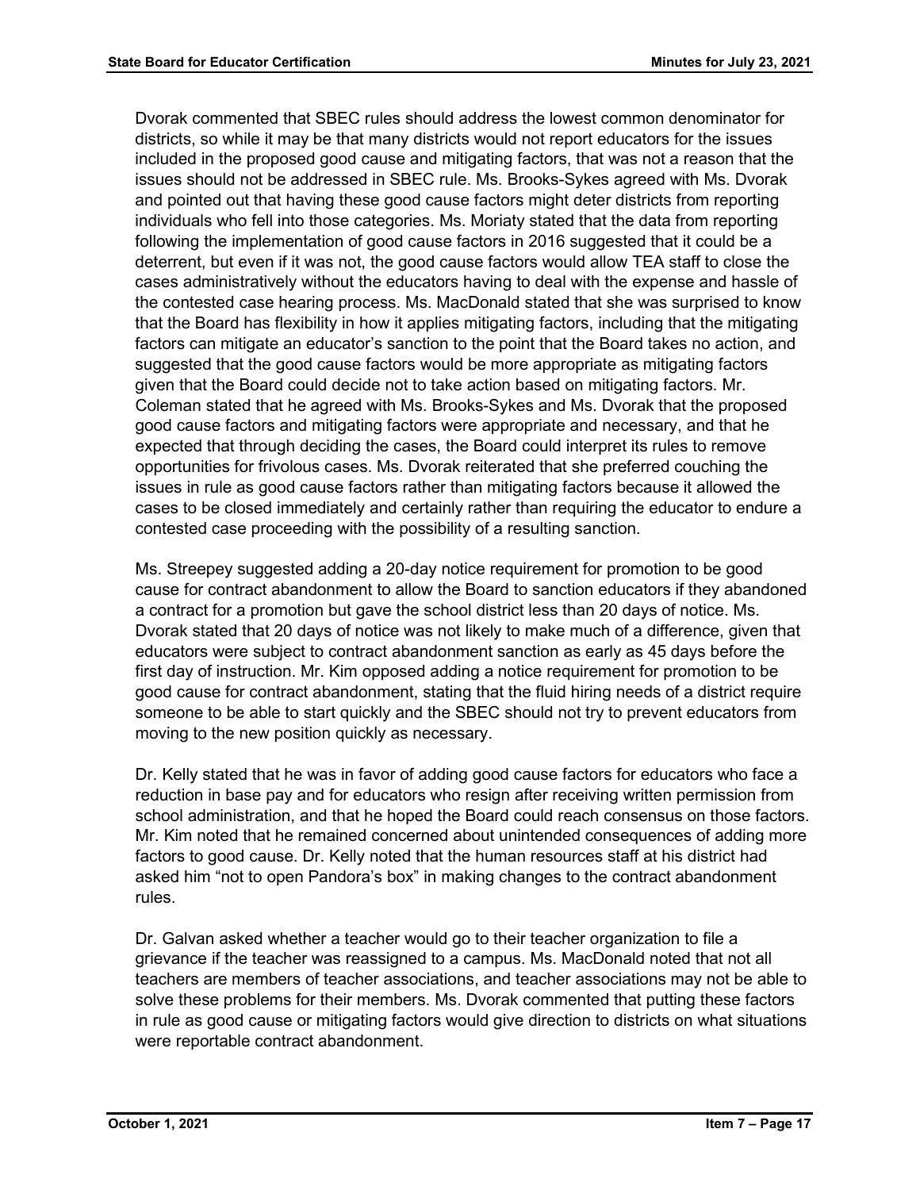Dvorak commented that SBEC rules should address the lowest common denominator for districts, so while it may be that many districts would not report educators for the issues included in the proposed good cause and mitigating factors, that was not a reason that the issues should not be addressed in SBEC rule. Ms. Brooks-Sykes agreed with Ms. Dvorak and pointed out that having these good cause factors might deter districts from reporting individuals who fell into those categories. Ms. Moriaty stated that the data from reporting following the implementation of good cause factors in 2016 suggested that it could be a deterrent, but even if it was not, the good cause factors would allow TEA staff to close the cases administratively without the educators having to deal with the expense and hassle of the contested case hearing process. Ms. MacDonald stated that she was surprised to know that the Board has flexibility in how it applies mitigating factors, including that the mitigating factors can mitigate an educator's sanction to the point that the Board takes no action, and suggested that the good cause factors would be more appropriate as mitigating factors given that the Board could decide not to take action based on mitigating factors. Mr. Coleman stated that he agreed with Ms. Brooks-Sykes and Ms. Dvorak that the proposed good cause factors and mitigating factors were appropriate and necessary, and that he expected that through deciding the cases, the Board could interpret its rules to remove opportunities for frivolous cases. Ms. Dvorak reiterated that she preferred couching the issues in rule as good cause factors rather than mitigating factors because it allowed the cases to be closed immediately and certainly rather than requiring the educator to endure a contested case proceeding with the possibility of a resulting sanction.

Ms. Streepey suggested adding a 20-day notice requirement for promotion to be good cause for contract abandonment to allow the Board to sanction educators if they abandoned a contract for a promotion but gave the school district less than 20 days of notice. Ms. Dvorak stated that 20 days of notice was not likely to make much of a difference, given that educators were subject to contract abandonment sanction as early as 45 days before the first day of instruction. Mr. Kim opposed adding a notice requirement for promotion to be good cause for contract abandonment, stating that the fluid hiring needs of a district require someone to be able to start quickly and the SBEC should not try to prevent educators from moving to the new position quickly as necessary.

Dr. Kelly stated that he was in favor of adding good cause factors for educators who face a reduction in base pay and for educators who resign after receiving written permission from school administration, and that he hoped the Board could reach consensus on those factors. Mr. Kim noted that he remained concerned about unintended consequences of adding more factors to good cause. Dr. Kelly noted that the human resources staff at his district had asked him "not to open Pandora's box" in making changes to the contract abandonment rules.

Dr. Galvan asked whether a teacher would go to their teacher organization to file a grievance if the teacher was reassigned to a campus. Ms. MacDonald noted that not all teachers are members of teacher associations, and teacher associations may not be able to solve these problems for their members. Ms. Dvorak commented that putting these factors in rule as good cause or mitigating factors would give direction to districts on what situations were reportable contract abandonment.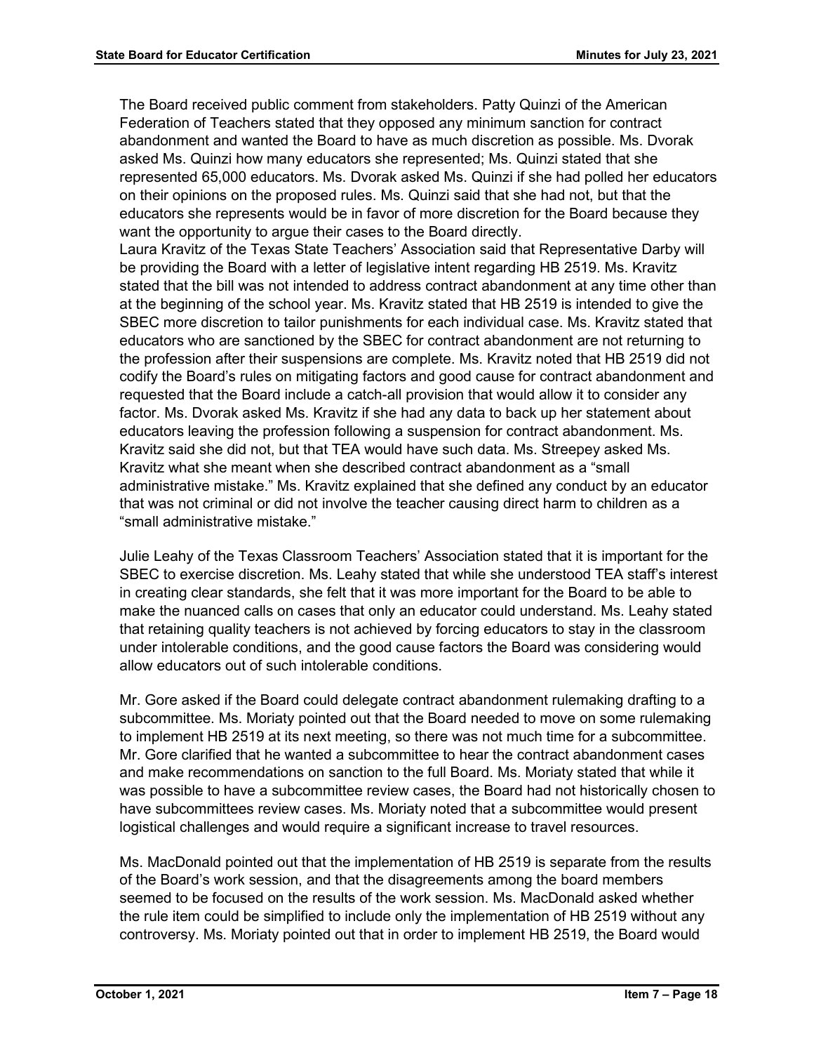The Board received public comment from stakeholders. Patty Quinzi of the American Federation of Teachers stated that they opposed any minimum sanction for contract abandonment and wanted the Board to have as much discretion as possible. Ms. Dvorak asked Ms. Quinzi how many educators she represented; Ms. Quinzi stated that she represented 65,000 educators. Ms. Dvorak asked Ms. Quinzi if she had polled her educators on their opinions on the proposed rules. Ms. Quinzi said that she had not, but that the educators she represents would be in favor of more discretion for the Board because they want the opportunity to argue their cases to the Board directly.
Laura Kravitz of the Texas State Teachers' Association said that Representative Darby will be providing the Board with a letter of legislative intent regarding HB 2519. Ms. Kravitz stated that the bill was not intended to address contract abandonment at any time other than at the beginning of the school year. Ms. Kravitz stated that HB 2519 is intended to give the SBEC more discretion to tailor punishments for each individual case. Ms. Kravitz stated that educators who are sanctioned by the SBEC for contract abandonment are not returning to the profession after their suspensions are complete. Ms. Kravitz noted that HB 2519 did not codify the Board's rules on mitigating factors and good cause for contract abandonment and requested that the Board include a catch-all provision that would allow it to consider any factor. Ms. Dvorak asked Ms. Kravitz if she had any data to back up her statement about educators leaving the profession following a suspension for contract abandonment. Ms. Kravitz said she did not, but that TEA would have such data. Ms. Streepey asked Ms. Kravitz what she meant when she described contract abandonment as a "small administrative mistake." Ms. Kravitz explained that she defined any conduct by an educator that was not criminal or did not involve the teacher causing direct harm to children as a "small administrative mistake."

Julie Leahy of the Texas Classroom Teachers' Association stated that it is important for the SBEC to exercise discretion. Ms. Leahy stated that while she understood TEA staff's interest in creating clear standards, she felt that it was more important for the Board to be able to make the nuanced calls on cases that only an educator could understand. Ms. Leahy stated that retaining quality teachers is not achieved by forcing educators to stay in the classroom under intolerable conditions, and the good cause factors the Board was considering would allow educators out of such intolerable conditions.

Mr. Gore asked if the Board could delegate contract abandonment rulemaking drafting to a subcommittee. Ms. Moriaty pointed out that the Board needed to move on some rulemaking to implement HB 2519 at its next meeting, so there was not much time for a subcommittee. Mr. Gore clarified that he wanted a subcommittee to hear the contract abandonment cases and make recommendations on sanction to the full Board. Ms. Moriaty stated that while it was possible to have a subcommittee review cases, the Board had not historically chosen to have subcommittees review cases. Ms. Moriaty noted that a subcommittee would present logistical challenges and would require a significant increase to travel resources.

Ms. MacDonald pointed out that the implementation of HB 2519 is separate from the results of the Board's work session, and that the disagreements among the board members seemed to be focused on the results of the work session. Ms. MacDonald asked whether the rule item could be simplified to include only the implementation of HB 2519 without any controversy. Ms. Moriaty pointed out that in order to implement HB 2519, the Board would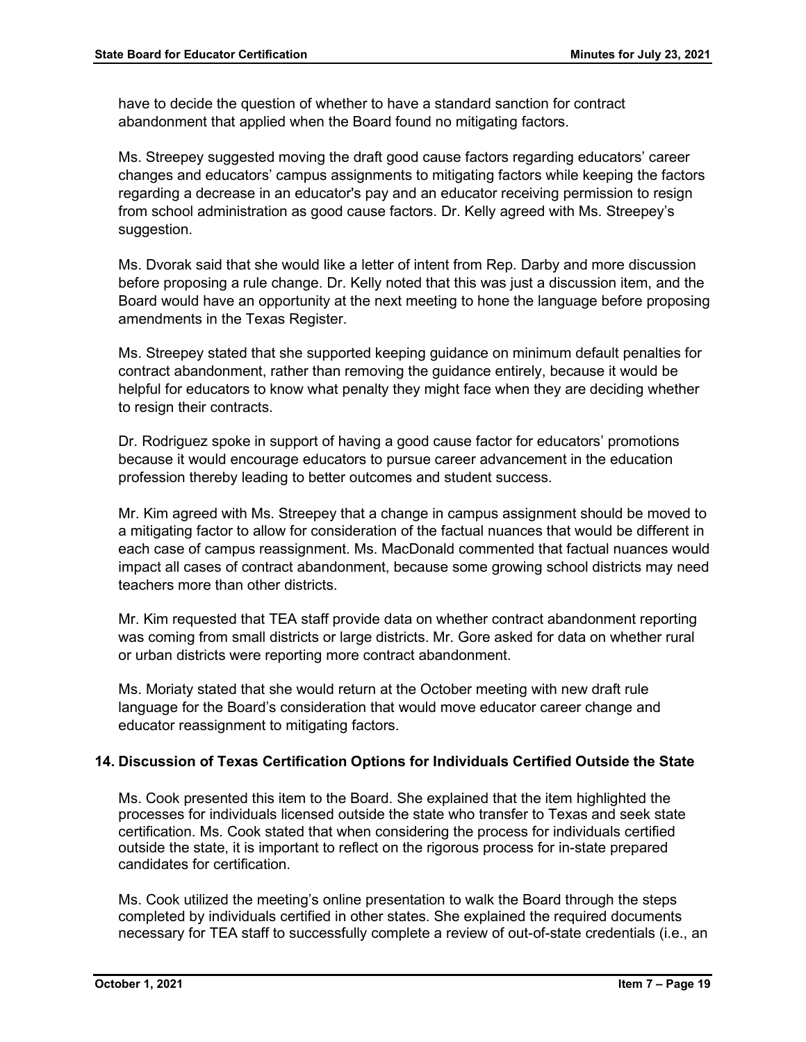have to decide the question of whether to have a standard sanction for contract abandonment that applied when the Board found no mitigating factors.

Ms. Streepey suggested moving the draft good cause factors regarding educators' career changes and educators' campus assignments to mitigating factors while keeping the factors regarding a decrease in an educator's pay and an educator receiving permission to resign from school administration as good cause factors. Dr. Kelly agreed with Ms. Streepey's suggestion.

Ms. Dvorak said that she would like a letter of intent from Rep. Darby and more discussion before proposing a rule change. Dr. Kelly noted that this was just a discussion item, and the Board would have an opportunity at the next meeting to hone the language before proposing amendments in the Texas Register.

Ms. Streepey stated that she supported keeping guidance on minimum default penalties for contract abandonment, rather than removing the guidance entirely, because it would be helpful for educators to know what penalty they might face when they are deciding whether to resign their contracts.

Dr. Rodriguez spoke in support of having a good cause factor for educators' promotions because it would encourage educators to pursue career advancement in the education profession thereby leading to better outcomes and student success.

Mr. Kim agreed with Ms. Streepey that a change in campus assignment should be moved to a mitigating factor to allow for consideration of the factual nuances that would be different in each case of campus reassignment. Ms. MacDonald commented that factual nuances would impact all cases of contract abandonment, because some growing school districts may need teachers more than other districts.

Mr. Kim requested that TEA staff provide data on whether contract abandonment reporting was coming from small districts or large districts. Mr. Gore asked for data on whether rural or urban districts were reporting more contract abandonment.

Ms. Moriaty stated that she would return at the October meeting with new draft rule language for the Board's consideration that would move educator career change and educator reassignment to mitigating factors.

## 14. Discussion of Texas Certification Options for Individuals Certified Outside the State

Ms. Cook presented this item to the Board. She explained that the item highlighted the processes for individuals licensed outside the state who transfer to Texas and seek state certification. Ms. Cook stated that when considering the process for individuals certified outside the state, it is important to reflect on the rigorous process for in-state prepared candidates for certification.

Ms. Cook utilized the meeting's online presentation to walk the Board through the steps completed by individuals certified in other states. She explained the required documents necessary for TEA staff to successfully complete a review of out-of-state credentials (i.e., an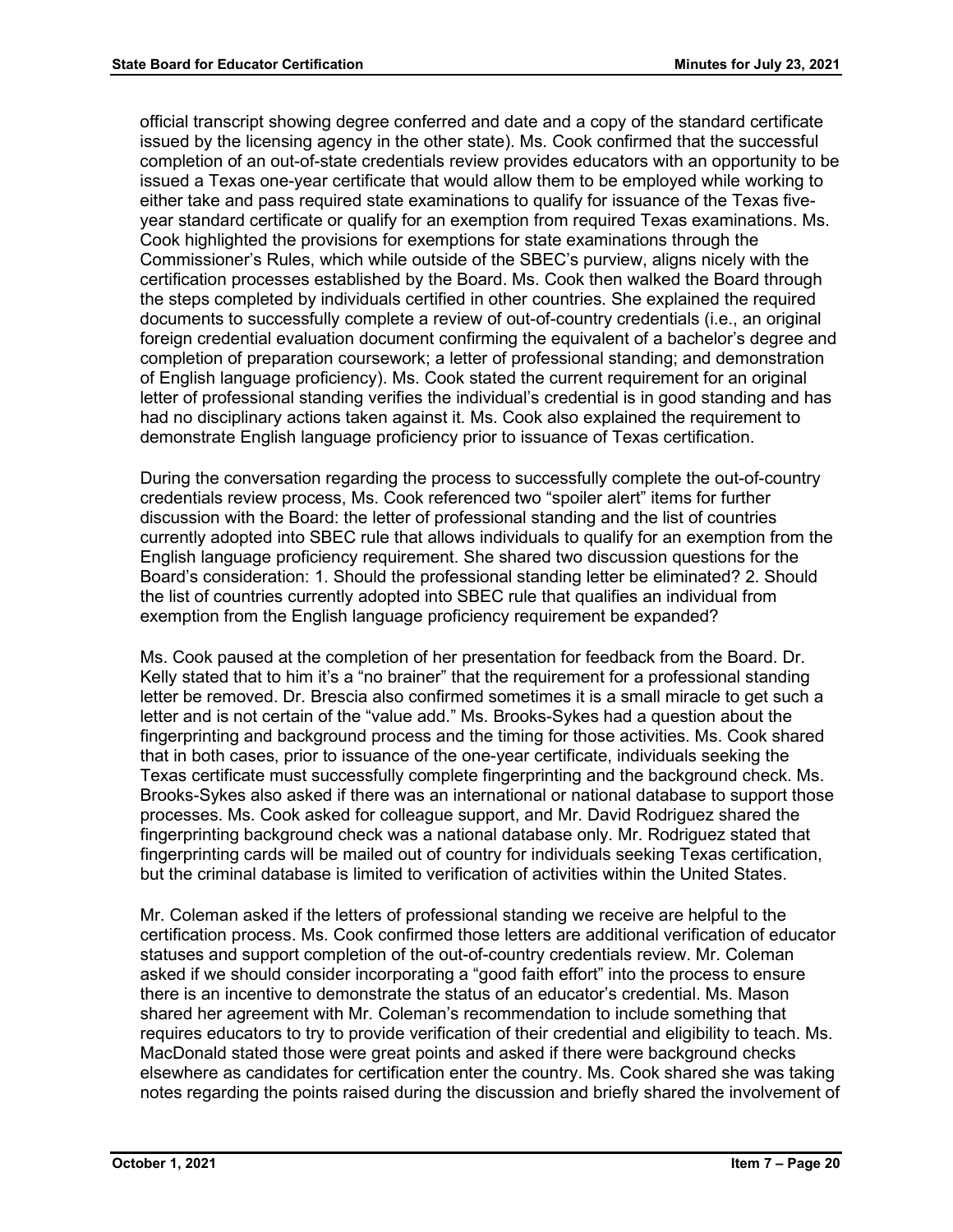official transcript showing degree conferred and date and a copy of the standard certificate issued by the licensing agency in the other state). Ms. Cook confirmed that the successful completion of an out-of-state credentials review provides educators with an opportunity to be issued a Texas one-year certificate that would allow them to be employed while working to either take and pass required state examinations to qualify for issuance of the Texas five-year standard certificate or qualify for an exemption from required Texas examinations. Ms. Cook highlighted the provisions for exemptions for state examinations through the Commissioner's Rules, which while outside of the SBEC's purview, aligns nicely with the certification processes established by the Board. Ms. Cook then walked the Board through the steps completed by individuals certified in other countries. She explained the required documents to successfully complete a review of out-of-country credentials (i.e., an original foreign credential evaluation document confirming the equivalent of a bachelor's degree and completion of preparation coursework; a letter of professional standing; and demonstration of English language proficiency). Ms. Cook stated the current requirement for an original letter of professional standing verifies the individual's credential is in good standing and has had no disciplinary actions taken against it. Ms. Cook also explained the requirement to demonstrate English language proficiency prior to issuance of Texas certification.

During the conversation regarding the process to successfully complete the out-of-country credentials review process, Ms. Cook referenced two "spoiler alert" items for further discussion with the Board: the letter of professional standing and the list of countries currently adopted into SBEC rule that allows individuals to qualify for an exemption from the English language proficiency requirement. She shared two discussion questions for the Board's consideration: 1. Should the professional standing letter be eliminated? 2. Should the list of countries currently adopted into SBEC rule that qualifies an individual from exemption from the English language proficiency requirement be expanded?

Ms. Cook paused at the completion of her presentation for feedback from the Board. Dr. Kelly stated that to him it's a "no brainer" that the requirement for a professional standing letter be removed. Dr. Brescia also confirmed sometimes it is a small miracle to get such a letter and is not certain of the "value add." Ms. Brooks-Sykes had a question about the fingerprinting and background process and the timing for those activities. Ms. Cook shared that in both cases, prior to issuance of the one-year certificate, individuals seeking the Texas certificate must successfully complete fingerprinting and the background check. Ms. Brooks-Sykes also asked if there was an international or national database to support those processes. Ms. Cook asked for colleague support, and Mr. David Rodriguez shared the fingerprinting background check was a national database only. Mr. Rodriguez stated that fingerprinting cards will be mailed out of country for individuals seeking Texas certification, but the criminal database is limited to verification of activities within the United States.

Mr. Coleman asked if the letters of professional standing we receive are helpful to the certification process. Ms. Cook confirmed those letters are additional verification of educator statuses and support completion of the out-of-country credentials review. Mr. Coleman asked if we should consider incorporating a "good faith effort" into the process to ensure there is an incentive to demonstrate the status of an educator's credential. Ms. Mason shared her agreement with Mr. Coleman's recommendation to include something that requires educators to try to provide verification of their credential and eligibility to teach. Ms. MacDonald stated those were great points and asked if there were background checks elsewhere as candidates for certification enter the country. Ms. Cook shared she was taking notes regarding the points raised during the discussion and briefly shared the involvement of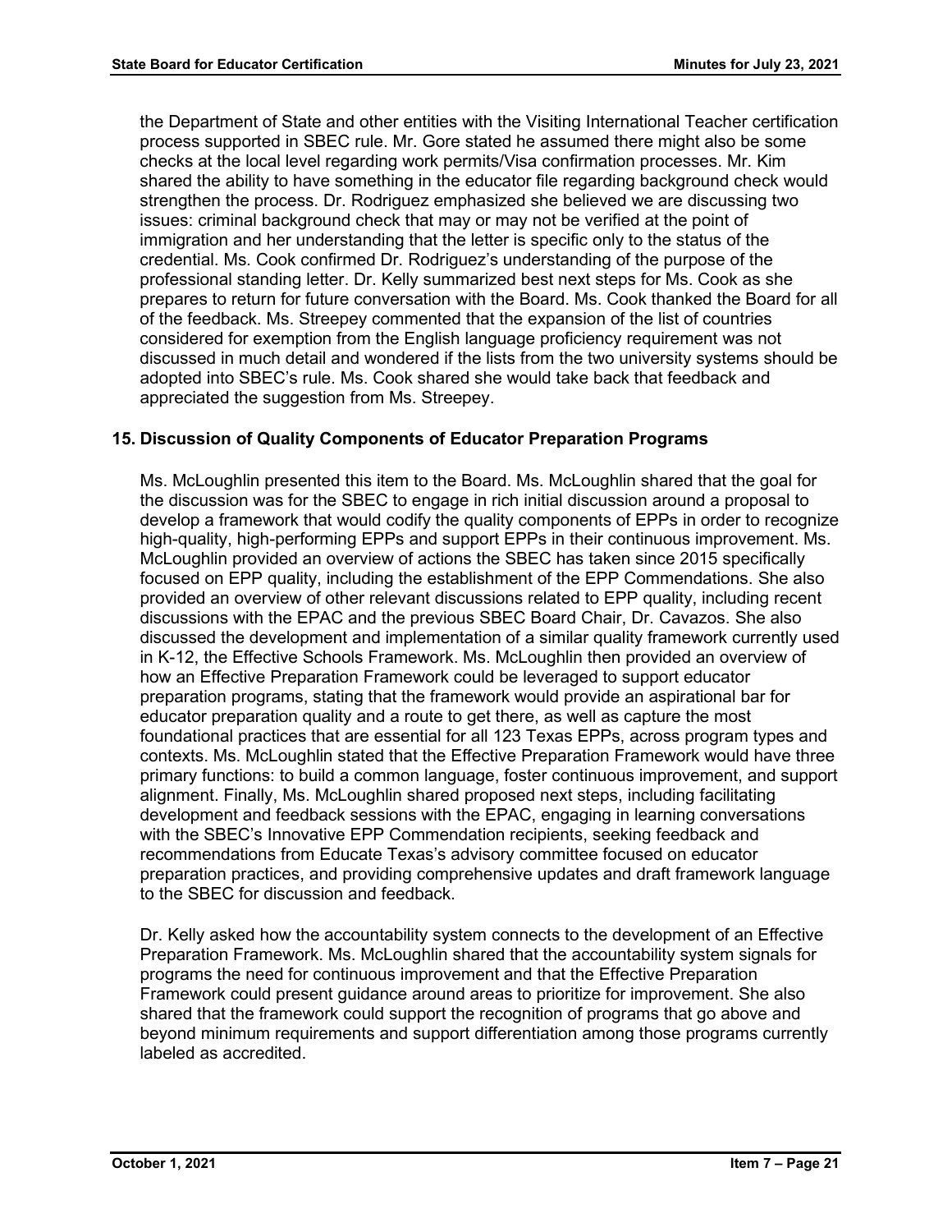the Department of State and other entities with the Visiting International Teacher certification process supported in SBEC rule. Mr. Gore stated he assumed there might also be some checks at the local level regarding work permits/Visa confirmation processes. Mr. Kim shared the ability to have something in the educator file regarding background check would strengthen the process. Dr. Rodriguez emphasized she believed we are discussing two issues: criminal background check that may or may not be verified at the point of immigration and her understanding that the letter is specific only to the status of the credential. Ms. Cook confirmed Dr. Rodriguez's understanding of the purpose of the professional standing letter. Dr. Kelly summarized best next steps for Ms. Cook as she prepares to return for future conversation with the Board. Ms. Cook thanked the Board for all of the feedback. Ms. Streepey commented that the expansion of the list of countries considered for exemption from the English language proficiency requirement was not discussed in much detail and wondered if the lists from the two university systems should be adopted into SBEC's rule. Ms. Cook shared she would take back that feedback and appreciated the suggestion from Ms. Streepey.

### 15. Discussion of Quality Components of Educator Preparation Programs

Ms. McLoughlin presented this item to the Board. Ms. McLoughlin shared that the goal for the discussion was for the SBEC to engage in rich initial discussion around a proposal to develop a framework that would codify the quality components of EPPs in order to recognize high-quality, high-performing EPPs and support EPPs in their continuous improvement. Ms. McLoughlin provided an overview of actions the SBEC has taken since 2015 specifically focused on EPP quality, including the establishment of the EPP Commendations. She also provided an overview of other relevant discussions related to EPP quality, including recent discussions with the EPAC and the previous SBEC Board Chair, Dr. Cavazos. She also discussed the development and implementation of a similar quality framework currently used in K-12, the Effective Schools Framework. Ms. McLoughlin then provided an overview of how an Effective Preparation Framework could be leveraged to support educator preparation programs, stating that the framework would provide an aspirational bar for educator preparation quality and a route to get there, as well as capture the most foundational practices that are essential for all 123 Texas EPPs, across program types and contexts. Ms. McLoughlin stated that the Effective Preparation Framework would have three primary functions: to build a common language, foster continuous improvement, and support alignment. Finally, Ms. McLoughlin shared proposed next steps, including facilitating development and feedback sessions with the EPAC, engaging in learning conversations with the SBEC's Innovative EPP Commendation recipients, seeking feedback and recommendations from Educate Texas's advisory committee focused on educator preparation practices, and providing comprehensive updates and draft framework language to the SBEC for discussion and feedback.

Dr. Kelly asked how the accountability system connects to the development of an Effective Preparation Framework. Ms. McLoughlin shared that the accountability system signals for programs the need for continuous improvement and that the Effective Preparation Framework could present guidance around areas to prioritize for improvement. She also shared that the framework could support the recognition of programs that go above and beyond minimum requirements and support differentiation among those programs currently labeled as accredited.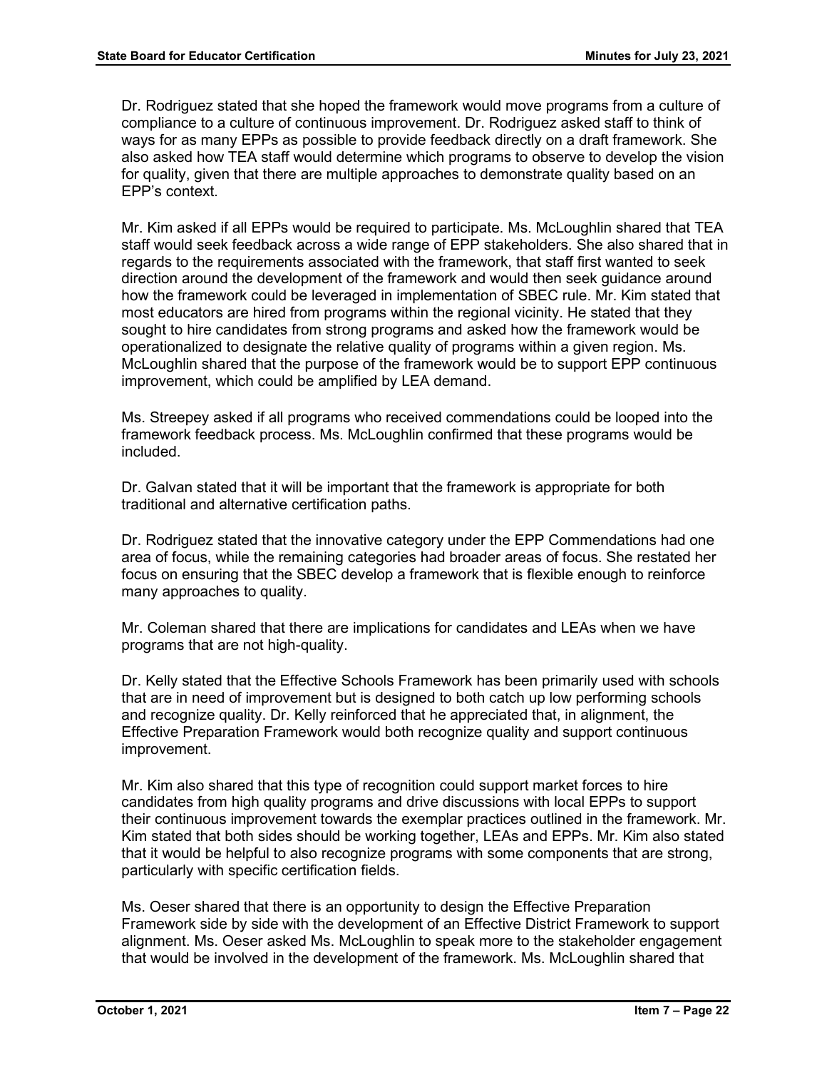Dr. Rodriguez stated that she hoped the framework would move programs from a culture of compliance to a culture of continuous improvement. Dr. Rodriguez asked staff to think of ways for as many EPPs as possible to provide feedback directly on a draft framework. She also asked how TEA staff would determine which programs to observe to develop the vision for quality, given that there are multiple approaches to demonstrate quality based on an EPP's context.

Mr. Kim asked if all EPPs would be required to participate. Ms. McLoughlin shared that TEA staff would seek feedback across a wide range of EPP stakeholders. She also shared that in regards to the requirements associated with the framework, that staff first wanted to seek direction around the development of the framework and would then seek guidance around how the framework could be leveraged in implementation of SBEC rule. Mr. Kim stated that most educators are hired from programs within the regional vicinity. He stated that they sought to hire candidates from strong programs and asked how the framework would be operationalized to designate the relative quality of programs within a given region. Ms. McLoughlin shared that the purpose of the framework would be to support EPP continuous improvement, which could be amplified by LEA demand.

Ms. Streepey asked if all programs who received commendations could be looped into the framework feedback process. Ms. McLoughlin confirmed that these programs would be included.

Dr. Galvan stated that it will be important that the framework is appropriate for both traditional and alternative certification paths.

Dr. Rodriguez stated that the innovative category under the EPP Commendations had one area of focus, while the remaining categories had broader areas of focus. She restated her focus on ensuring that the SBEC develop a framework that is flexible enough to reinforce many approaches to quality.

Mr. Coleman shared that there are implications for candidates and LEAs when we have programs that are not high-quality.

Dr. Kelly stated that the Effective Schools Framework has been primarily used with schools that are in need of improvement but is designed to both catch up low performing schools and recognize quality. Dr. Kelly reinforced that he appreciated that, in alignment, the Effective Preparation Framework would both recognize quality and support continuous improvement.

Mr. Kim also shared that this type of recognition could support market forces to hire candidates from high quality programs and drive discussions with local EPPs to support their continuous improvement towards the exemplar practices outlined in the framework. Mr. Kim stated that both sides should be working together, LEAs and EPPs. Mr. Kim also stated that it would be helpful to also recognize programs with some components that are strong, particularly with specific certification fields.

Ms. Oeser shared that there is an opportunity to design the Effective Preparation Framework side by side with the development of an Effective District Framework to support alignment. Ms. Oeser asked Ms. McLoughlin to speak more to the stakeholder engagement that would be involved in the development of the framework. Ms. McLoughlin shared that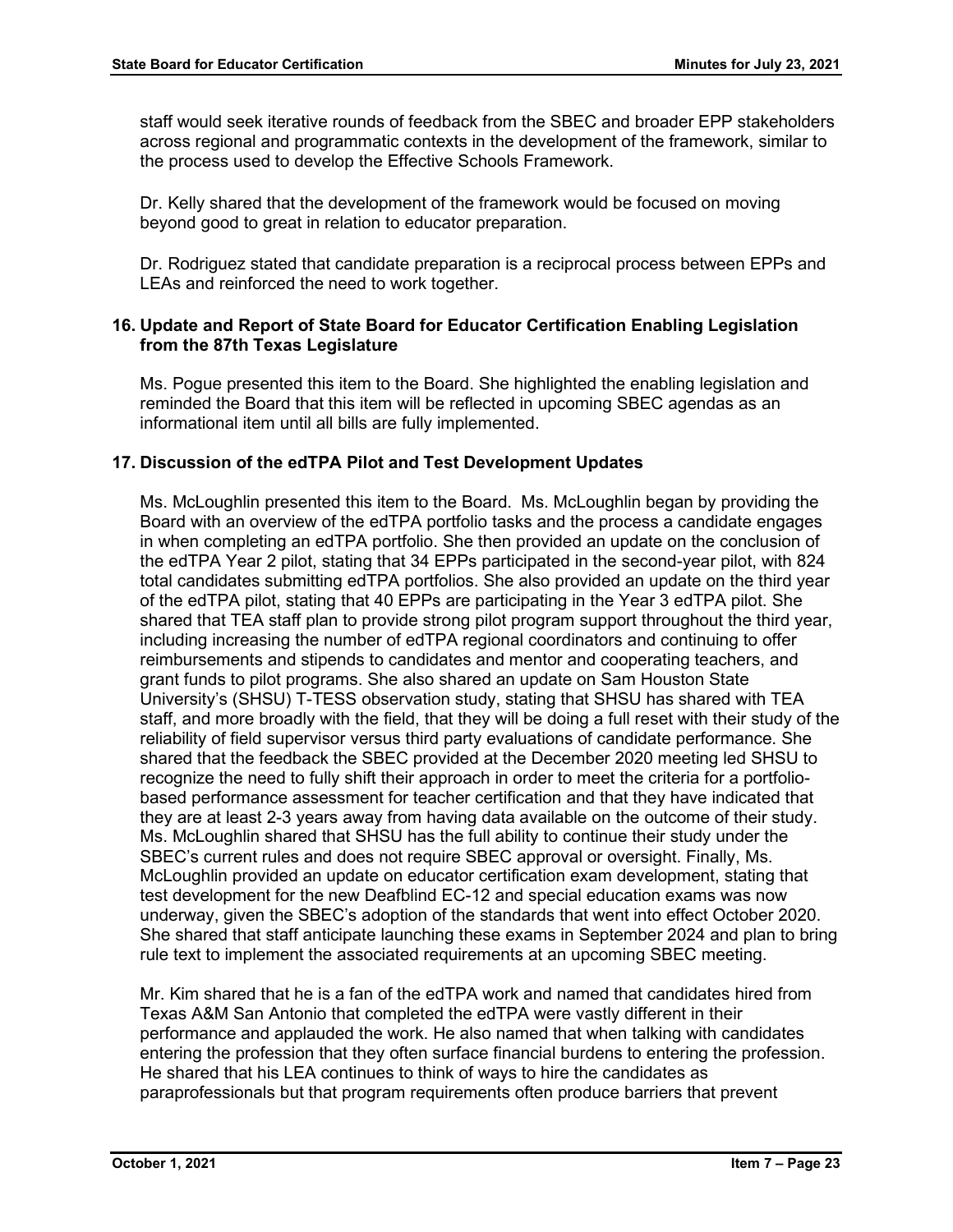staff would seek iterative rounds of feedback from the SBEC and broader EPP stakeholders across regional and programmatic contexts in the development of the framework, similar to the process used to develop the Effective Schools Framework.

Dr. Kelly shared that the development of the framework would be focused on moving beyond good to great in relation to educator preparation.

Dr. Rodriguez stated that candidate preparation is a reciprocal process between EPPs and LEAs and reinforced the need to work together.

**16. Update and Report of State Board for Educator Certification Enabling Legislation from the 87th Texas Legislature**

Ms. Pogue presented this item to the Board. She highlighted the enabling legislation and reminded the Board that this item will be reflected in upcoming SBEC agendas as an informational item until all bills are fully implemented.

**17. Discussion of the edTPA Pilot and Test Development Updates**

Ms. McLoughlin presented this item to the Board. Ms. McLoughlin began by providing the Board with an overview of the edTPA portfolio tasks and the process a candidate engages in when completing an edTPA portfolio. She then provided an update on the conclusion of the edTPA Year 2 pilot, stating that 34 EPPs participated in the second-year pilot, with 824 total candidates submitting edTPA portfolios. She also provided an update on the third year of the edTPA pilot, stating that 40 EPPs are participating in the Year 3 edTPA pilot. She shared that TEA staff plan to provide strong pilot program support throughout the third year, including increasing the number of edTPA regional coordinators and continuing to offer reimbursements and stipends to candidates and mentor and cooperating teachers, and grant funds to pilot programs. She also shared an update on Sam Houston State University's (SHSU) T-TESS observation study, stating that SHSU has shared with TEA staff, and more broadly with the field, that they will be doing a full reset with their study of the reliability of field supervisor versus third party evaluations of candidate performance. She shared that the feedback the SBEC provided at the December 2020 meeting led SHSU to recognize the need to fully shift their approach in order to meet the criteria for a portfolio-based performance assessment for teacher certification and that they have indicated that they are at least 2-3 years away from having data available on the outcome of their study. Ms. McLoughlin shared that SHSU has the full ability to continue their study under the SBEC's current rules and does not require SBEC approval or oversight. Finally, Ms. McLoughlin provided an update on educator certification exam development, stating that test development for the new Deafblind EC-12 and special education exams was now underway, given the SBEC's adoption of the standards that went into effect October 2020. She shared that staff anticipate launching these exams in September 2024 and plan to bring rule text to implement the associated requirements at an upcoming SBEC meeting.

Mr. Kim shared that he is a fan of the edTPA work and named that candidates hired from Texas A&M San Antonio that completed the edTPA were vastly different in their performance and applauded the work. He also named that when talking with candidates entering the profession that they often surface financial burdens to entering the profession. He shared that his LEA continues to think of ways to hire the candidates as paraprofessionals but that program requirements often produce barriers that prevent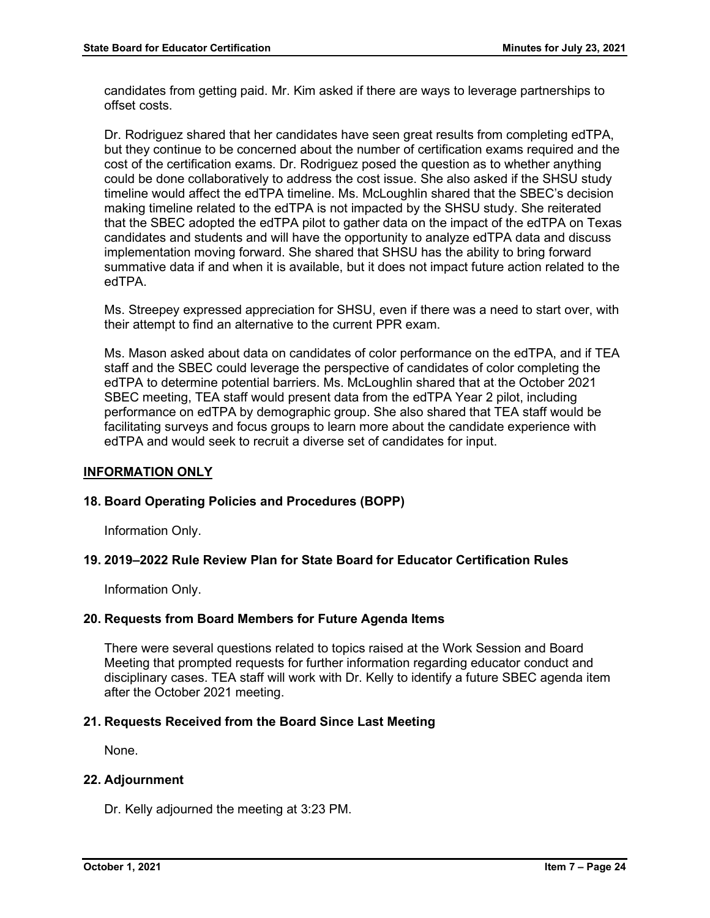candidates from getting paid. Mr. Kim asked if there are ways to leverage partnerships to offset costs.

Dr. Rodriguez shared that her candidates have seen great results from completing edTPA, but they continue to be concerned about the number of certification exams required and the cost of the certification exams. Dr. Rodriguez posed the question as to whether anything could be done collaboratively to address the cost issue. She also asked if the SHSU study timeline would affect the edTPA timeline. Ms. McLoughlin shared that the SBEC's decision making timeline related to the edTPA is not impacted by the SHSU study. She reiterated that the SBEC adopted the edTPA pilot to gather data on the impact of the edTPA on Texas candidates and students and will have the opportunity to analyze edTPA data and discuss implementation moving forward. She shared that SHSU has the ability to bring forward summative data if and when it is available, but it does not impact future action related to the edTPA.

Ms. Streepey expressed appreciation for SHSU, even if there was a need to start over, with their attempt to find an alternative to the current PPR exam.

Ms. Mason asked about data on candidates of color performance on the edTPA, and if TEA staff and the SBEC could leverage the perspective of candidates of color completing the edTPA to determine potential barriers. Ms. McLoughlin shared that at the October 2021 SBEC meeting, TEA staff would present data from the edTPA Year 2 pilot, including performance on edTPA by demographic group. She also shared that TEA staff would be facilitating surveys and focus groups to learn more about the candidate experience with edTPA and would seek to recruit a diverse set of candidates for input.

## INFORMATION ONLY

### 18. Board Operating Policies and Procedures (BOPP)

Information Only.

### 19. 2019–2022 Rule Review Plan for State Board for Educator Certification Rules

Information Only.

### 20. Requests from Board Members for Future Agenda Items

There were several questions related to topics raised at the Work Session and Board Meeting that prompted requests for further information regarding educator conduct and disciplinary cases. TEA staff will work with Dr. Kelly to identify a future SBEC agenda item after the October 2021 meeting.

### 21. Requests Received from the Board Since Last Meeting

None.

### 22. Adjournment

Dr. Kelly adjourned the meeting at 3:23 PM.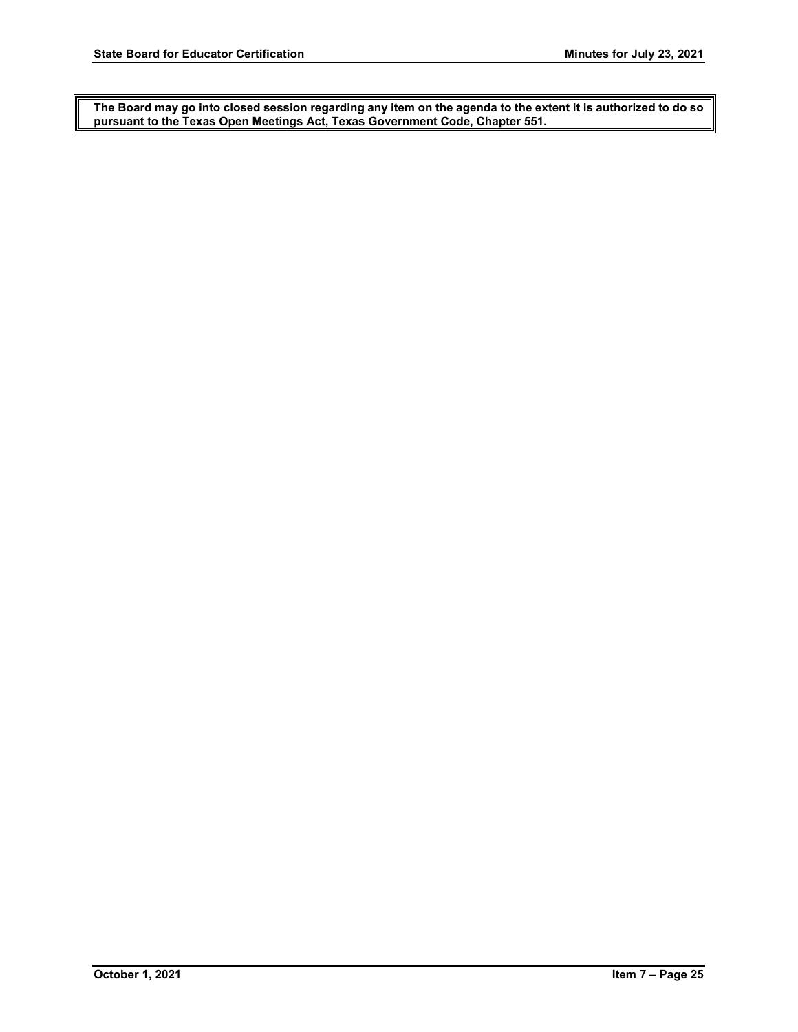**The Board may go into closed session regarding any item on the agenda to the extent it is authorized to do so pursuant to the Texas Open Meetings Act, Texas Government Code, Chapter 551.**